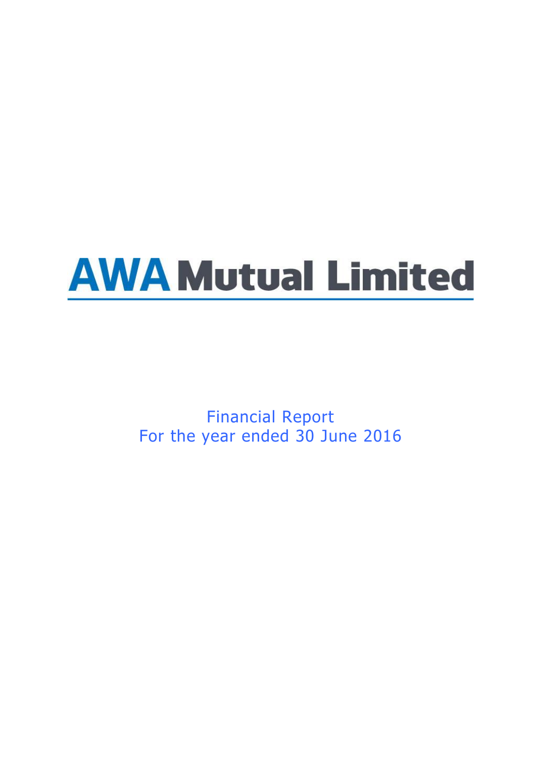# AWA Mutual Limited

Financial Report
For the year ended 30 June 2016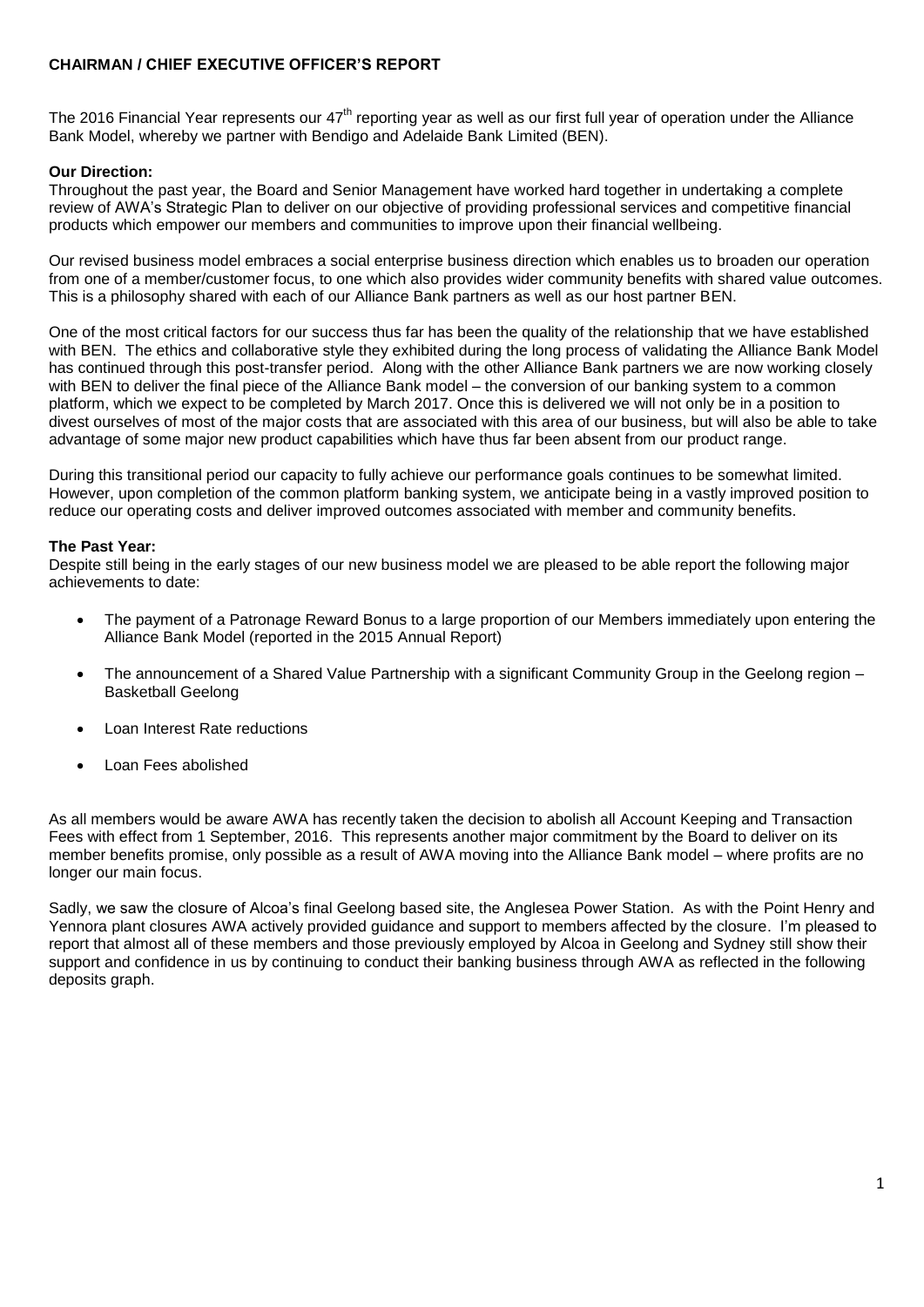**CHAIRMAN / CHIEF EXECUTIVE OFFICER'S REPORT**

The 2016 Financial Year represents our 47th reporting year as well as our first full year of operation under the Alliance Bank Model, whereby we partner with Bendigo and Adelaide Bank Limited (BEN).

**Our Direction:**

Throughout the past year, the Board and Senior Management have worked hard together in undertaking a complete review of AWA's Strategic Plan to deliver on our objective of providing professional services and competitive financial products which empower our members and communities to improve upon their financial wellbeing.

Our revised business model embraces a social enterprise business direction which enables us to broaden our operation from one of a member/customer focus, to one which also provides wider community benefits with shared value outcomes. This is a philosophy shared with each of our Alliance Bank partners as well as our host partner BEN.

One of the most critical factors for our success thus far has been the quality of the relationship that we have established with BEN. The ethics and collaborative style they exhibited during the long process of validating the Alliance Bank Model has continued through this post-transfer period. Along with the other Alliance Bank partners we are now working closely with BEN to deliver the final piece of the Alliance Bank model – the conversion of our banking system to a common platform, which we expect to be completed by March 2017. Once this is delivered we will not only be in a position to divest ourselves of most of the major costs that are associated with this area of our business, but will also be able to take advantage of some major new product capabilities which have thus far been absent from our product range.

During this transitional period our capacity to fully achieve our performance goals continues to be somewhat limited. However, upon completion of the common platform banking system, we anticipate being in a vastly improved position to reduce our operating costs and deliver improved outcomes associated with member and community benefits.

**The Past Year:**

Despite still being in the early stages of our new business model we are pleased to be able report the following major achievements to date:

- The payment of a Patronage Reward Bonus to a large proportion of our Members immediately upon entering the Alliance Bank Model (reported in the 2015 Annual Report)
- The announcement of a Shared Value Partnership with a significant Community Group in the Geelong region – Basketball Geelong
- Loan Interest Rate reductions
- Loan Fees abolished

As all members would be aware AWA has recently taken the decision to abolish all Account Keeping and Transaction Fees with effect from 1 September, 2016. This represents another major commitment by the Board to deliver on its member benefits promise, only possible as a result of AWA moving into the Alliance Bank model – where profits are no longer our main focus.

Sadly, we saw the closure of Alcoa's final Geelong based site, the Anglesea Power Station. As with the Point Henry and Yennora plant closures AWA actively provided guidance and support to members affected by the closure. I'm pleased to report that almost all of these members and those previously employed by Alcoa in Geelong and Sydney still show their support and confidence in us by continuing to conduct their banking business through AWA as reflected in the following deposits graph.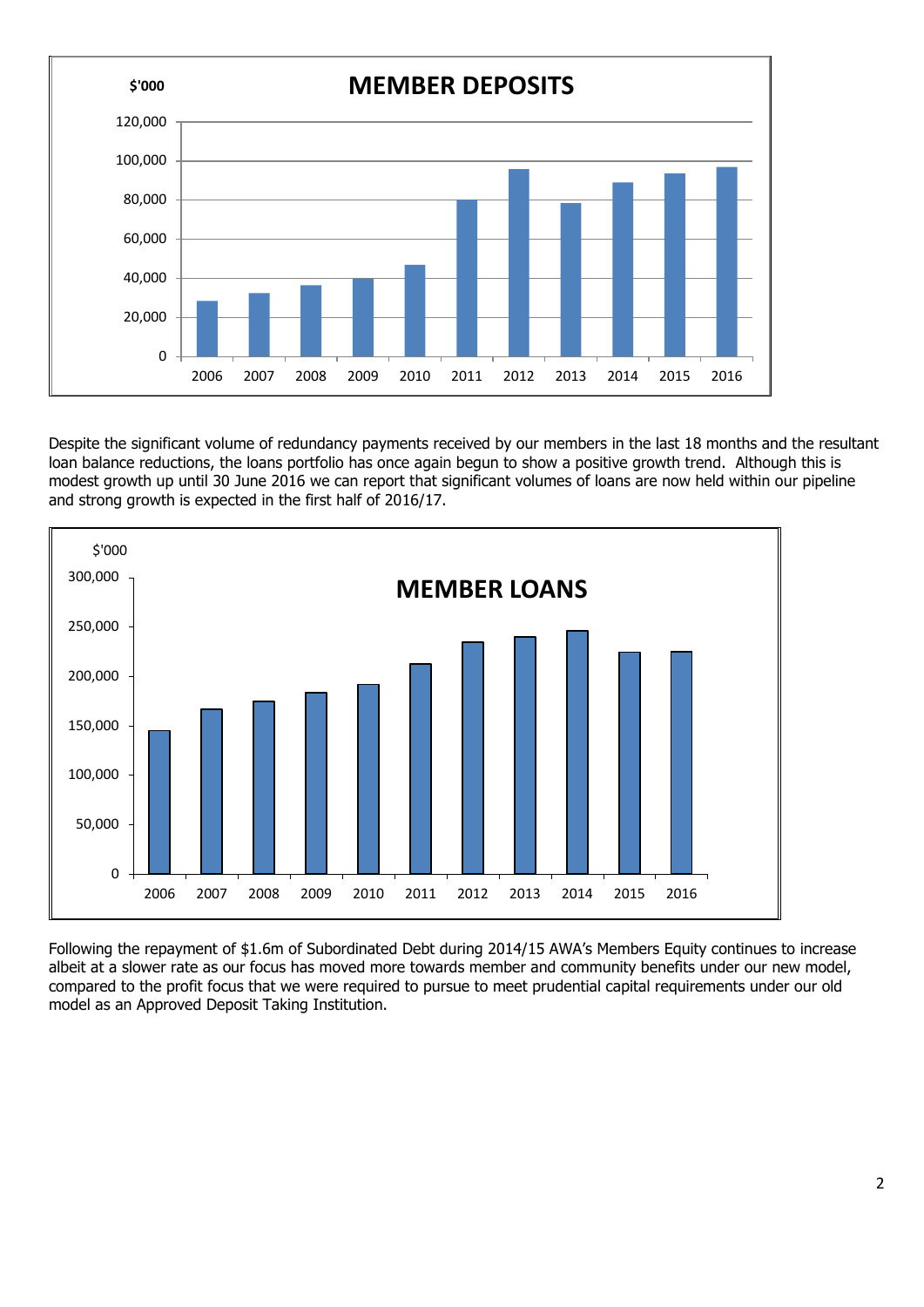**MEMBER DEPOSITS**

$'000

Despite the significant volume of redundancy payments received by our members in the last 18 months and the resultant loan balance reductions, the loans portfolio has once again begun to show a positive growth trend. Although this is modest growth up until 30 June 2016 we can report that significant volumes of loans are now held within our pipeline and strong growth is expected in the first half of 2016/17.

**MEMBER LOANS**

$'000

Following the repayment of $1.6m of Subordinated Debt during 2014/15 AWA's Members Equity continues to increase albeit at a slower rate as our focus has moved more towards member and community benefits under our new model, compared to the profit focus that we were required to pursue to meet prudential capital requirements under our old model as an Approved Deposit Taking Institution.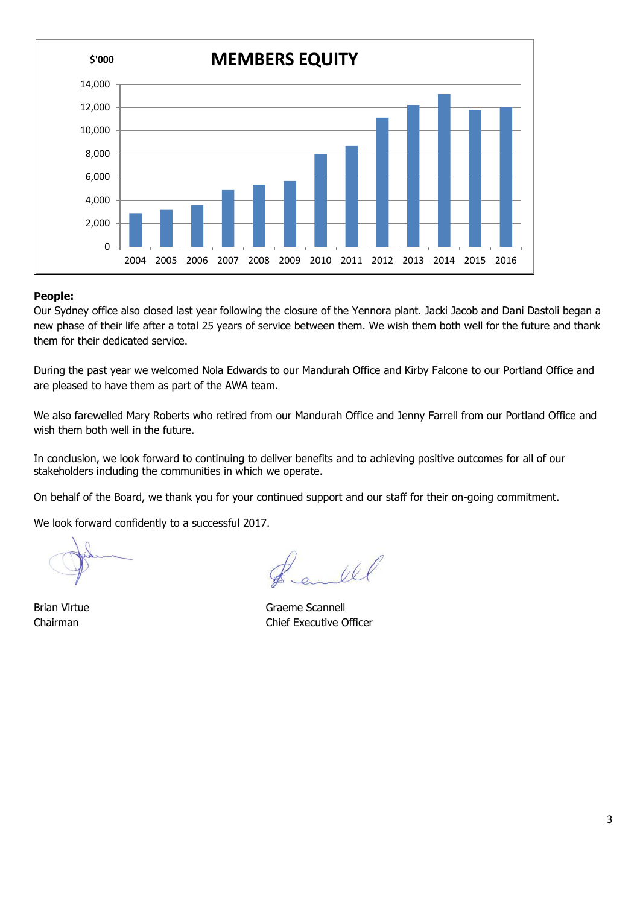**MEMBERS EQUITY**

$'000

**People:**
Our Sydney office also closed last year following the closure of the Yennora plant. Jacki Jacob and Dani Dastoli began a new phase of their life after a total 25 years of service between them. We wish them both well for the future and thank them for their dedicated service.

During the past year we welcomed Nola Edwards to our Mandurah Office and Kirby Falcone to our Portland Office and are pleased to have them as part of the AWA team.

We also farewelled Mary Roberts who retired from our Mandurah Office and Jenny Farrell from our Portland Office and wish them both well in the future.

In conclusion, we look forward to continuing to deliver benefits and to achieving positive outcomes for all of our stakeholders including the communities in which we operate.

On behalf of the Board, we thank you for your continued support and our staff for their on-going commitment.

We look forward confidently to a successful 2017.

Brian Virtue
Chairman

Graeme Scannell
Chief Executive Officer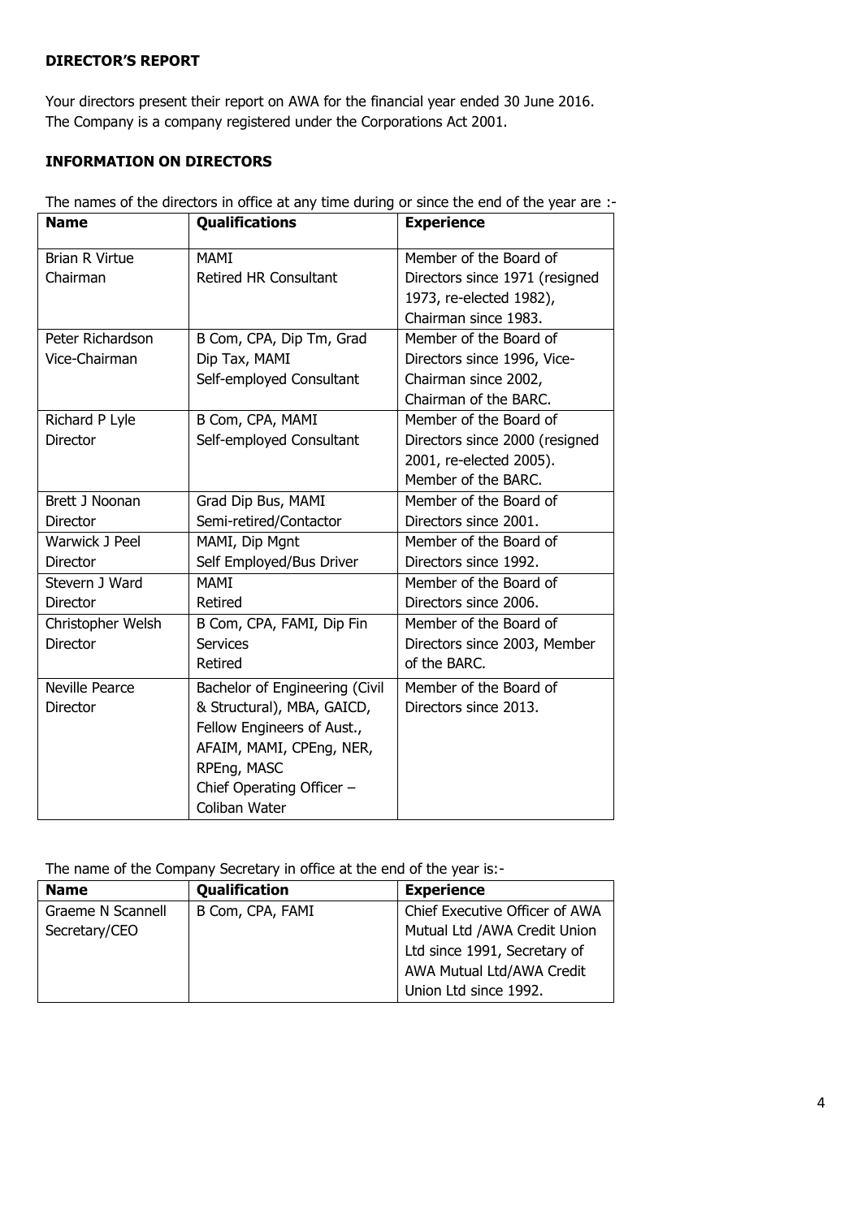**DIRECTOR'S REPORT**

Your directors present their report on AWA for the financial year ended 30 June 2016.
The Company is a company registered under the Corporations Act 2001.

**INFORMATION ON DIRECTORS**

The names of the directors in office at any time during or since the end of the year are :-

| Name | Qualifications | Experience |
|---|---|---|
| Brian R Virtue<br>Chairman | MAMI<br>Retired HR Consultant | Member of the Board of Directors since 1971 (resigned 1973, re-elected 1982), Chairman since 1983. |
| Peter Richardson<br>Vice-Chairman | B Com, CPA, Dip Tm, Grad Dip Tax, MAMI<br>Self-employed Consultant | Member of the Board of Directors since 1996, Vice-Chairman since 2002, Chairman of the BARC. |
| Richard P Lyle<br>Director | B Com, CPA, MAMI<br>Self-employed Consultant | Member of the Board of Directors since 2000 (resigned 2001, re-elected 2005). Member of the BARC. |
| Brett J Noonan<br>Director | Grad Dip Bus, MAMI<br>Semi-retired/Contactor | Member of the Board of Directors since 2001. |
| Warwick J Peel<br>Director | MAMI, Dip Mgnt<br>Self Employed/Bus Driver | Member of the Board of Directors since 1992. |
| Stevern J Ward<br>Director | MAMI<br>Retired | Member of the Board of Directors since 2006. |
| Christopher Welsh<br>Director | B Com, CPA, FAMI, Dip Fin Services<br>Retired | Member of the Board of Directors since 2003, Member of the BARC. |
| Neville Pearce<br>Director | Bachelor of Engineering (Civil & Structural), MBA, GAICD, Fellow Engineers of Aust., AFAIM, MAMI, CPEng, NER, RPEng, MASC<br>Chief Operating Officer – Coliban Water | Member of the Board of Directors since 2013. |

The name of the Company Secretary in office at the end of the year is:-

| Name | Qualification | Experience |
|---|---|---|
| Graeme N Scannell<br>Secretary/CEO | B Com, CPA, FAMI | Chief Executive Officer of AWA Mutual Ltd /AWA Credit Union Ltd since 1991, Secretary of AWA Mutual Ltd/AWA Credit Union Ltd since 1992. |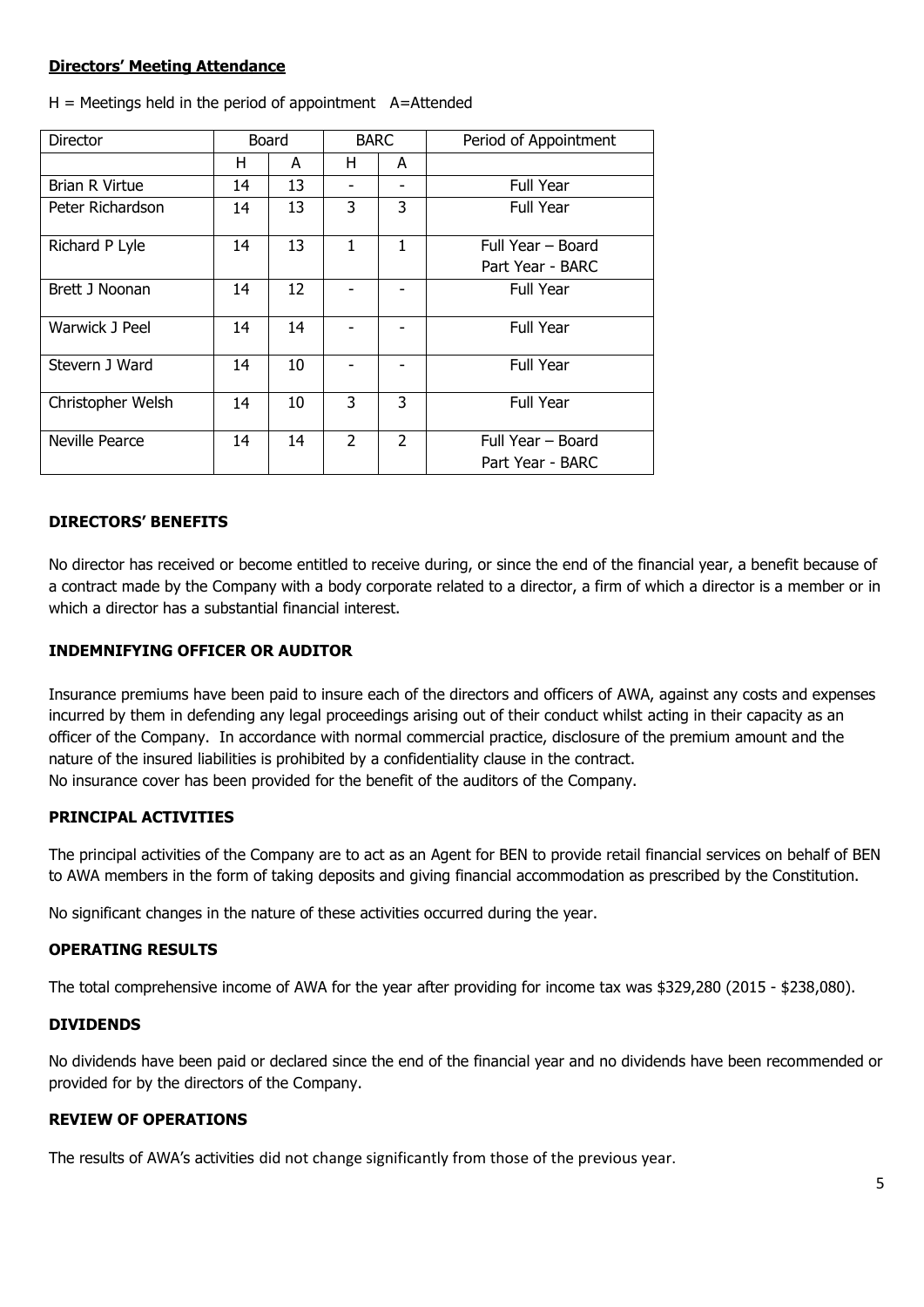**Directors' Meeting Attendance**

H = Meetings held in the period of appointment A=Attended

| Director | Board | | BARC | | Period of Appointment |
|---|---|---|---|---|---|
| | H | A | H | A | |
| Brian R Virtue | 14 | 13 | - | - | Full Year |
| Peter Richardson | 14 | 13 | 3 | 3 | Full Year |
| Richard P Lyle | 14 | 13 | 1 | 1 | Full Year – Board<br>Part Year - BARC |
| Brett J Noonan | 14 | 12 | - | - | Full Year |
| Warwick J Peel | 14 | 14 | - | - | Full Year |
| Stevern J Ward | 14 | 10 | - | - | Full Year |
| Christopher Welsh | 14 | 10 | 3 | 3 | Full Year |
| Neville Pearce | 14 | 14 | 2 | 2 | Full Year – Board<br>Part Year - BARC |

### DIRECTORS' BENEFITS

No director has received or become entitled to receive during, or since the end of the financial year, a benefit because of a contract made by the Company with a body corporate related to a director, a firm of which a director is a member or in which a director has a substantial financial interest.

### INDEMNIFYING OFFICER OR AUDITOR

Insurance premiums have been paid to insure each of the directors and officers of AWA, against any costs and expenses incurred by them in defending any legal proceedings arising out of their conduct whilst acting in their capacity as an officer of the Company. In accordance with normal commercial practice, disclosure of the premium amount and the nature of the insured liabilities is prohibited by a confidentiality clause in the contract.
No insurance cover has been provided for the benefit of the auditors of the Company.

### PRINCIPAL ACTIVITIES

The principal activities of the Company are to act as an Agent for BEN to provide retail financial services on behalf of BEN to AWA members in the form of taking deposits and giving financial accommodation as prescribed by the Constitution.

No significant changes in the nature of these activities occurred during the year.

### OPERATING RESULTS

The total comprehensive income of AWA for the year after providing for income tax was $329,280 (2015 - $238,080).

### DIVIDENDS

No dividends have been paid or declared since the end of the financial year and no dividends have been recommended or provided for by the directors of the Company.

### REVIEW OF OPERATIONS

The results of AWA's activities did not change significantly from those of the previous year.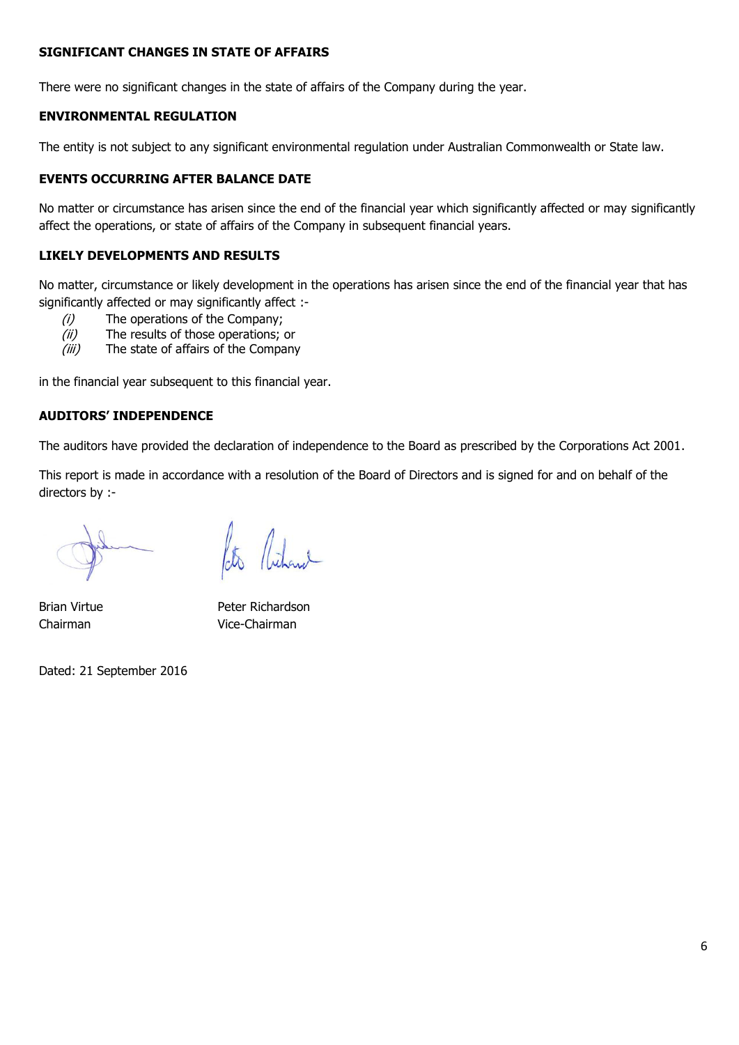### SIGNIFICANT CHANGES IN STATE OF AFFAIRS

There were no significant changes in the state of affairs of the Company during the year.

### ENVIRONMENTAL REGULATION

The entity is not subject to any significant environmental regulation under Australian Commonwealth or State law.

### EVENTS OCCURRING AFTER BALANCE DATE

No matter or circumstance has arisen since the end of the financial year which significantly affected or may significantly affect the operations, or state of affairs of the Company in subsequent financial years.

### LIKELY DEVELOPMENTS AND RESULTS

No matter, circumstance or likely development in the operations has arisen since the end of the financial year that has significantly affected or may significantly affect :-

*(i)* The operations of the Company;
*(ii)* The results of those operations; or
*(iii)* The state of affairs of the Company

in the financial year subsequent to this financial year.

### AUDITORS' INDEPENDENCE

The auditors have provided the declaration of independence to the Board as prescribed by the Corporations Act 2001.

This report is made in accordance with a resolution of the Board of Directors and is signed for and on behalf of the directors by :-

Brian Virtue
Chairman

Peter Richardson
Vice-Chairman

Dated: 21 September 2016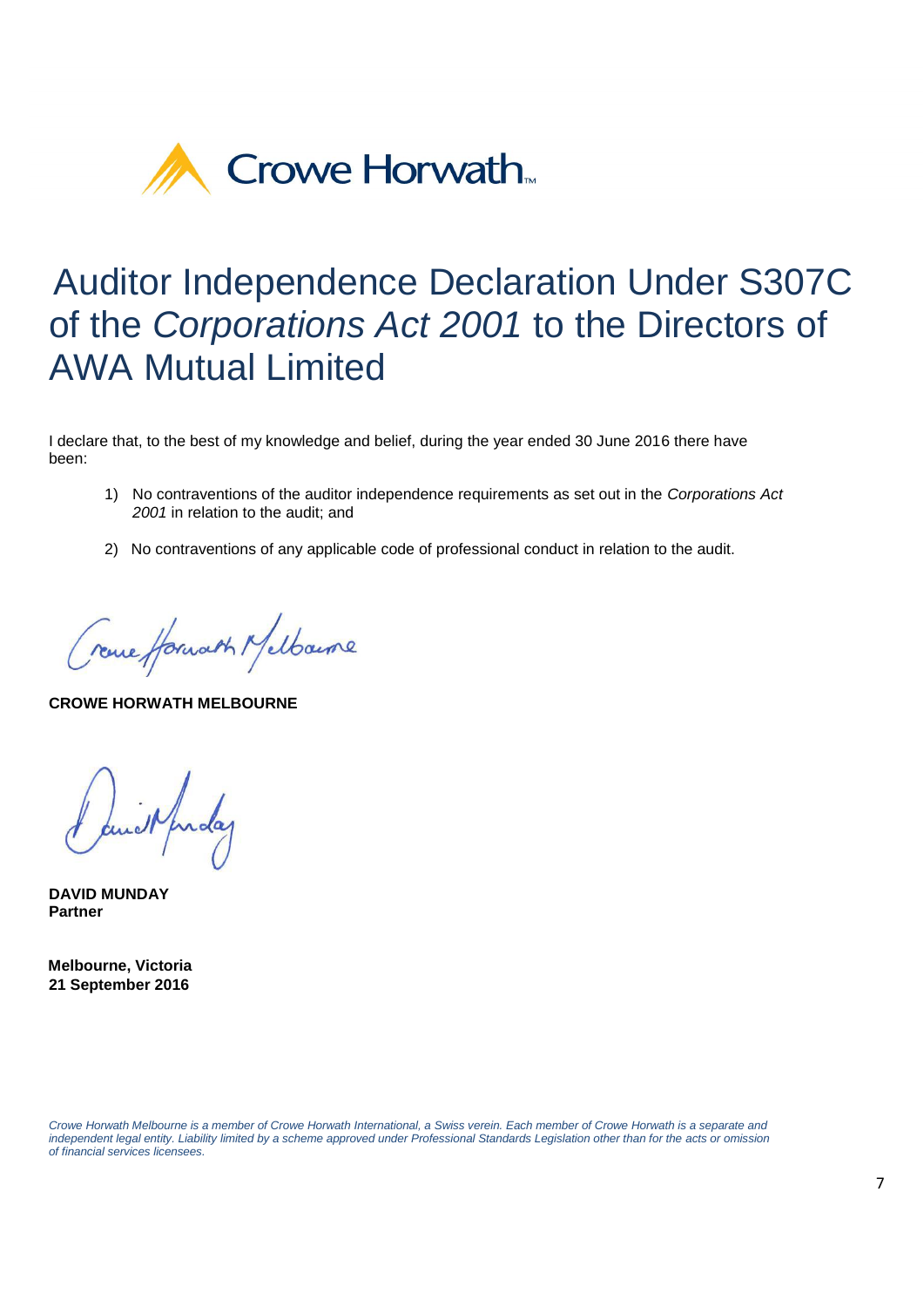Crowe Horwath™

# Auditor Independence Declaration Under S307C of the *Corporations Act 2001* to the Directors of AWA Mutual Limited

I declare that, to the best of my knowledge and belief, during the year ended 30 June 2016 there have been:

1) No contraventions of the auditor independence requirements as set out in the *Corporations Act 2001* in relation to the audit; and

2) No contraventions of any applicable code of professional conduct in relation to the audit.

**CROWE HORWATH MELBOURNE**

**DAVID MUNDAY**
**Partner**

**Melbourne, Victoria**
**21 September 2016**

*Crowe Horwath Melbourne is a member of Crowe Horwath International, a Swiss verein. Each member of Crowe Horwath is a separate and independent legal entity. Liability limited by a scheme approved under Professional Standards Legislation other than for the acts or omission of financial services licensees.*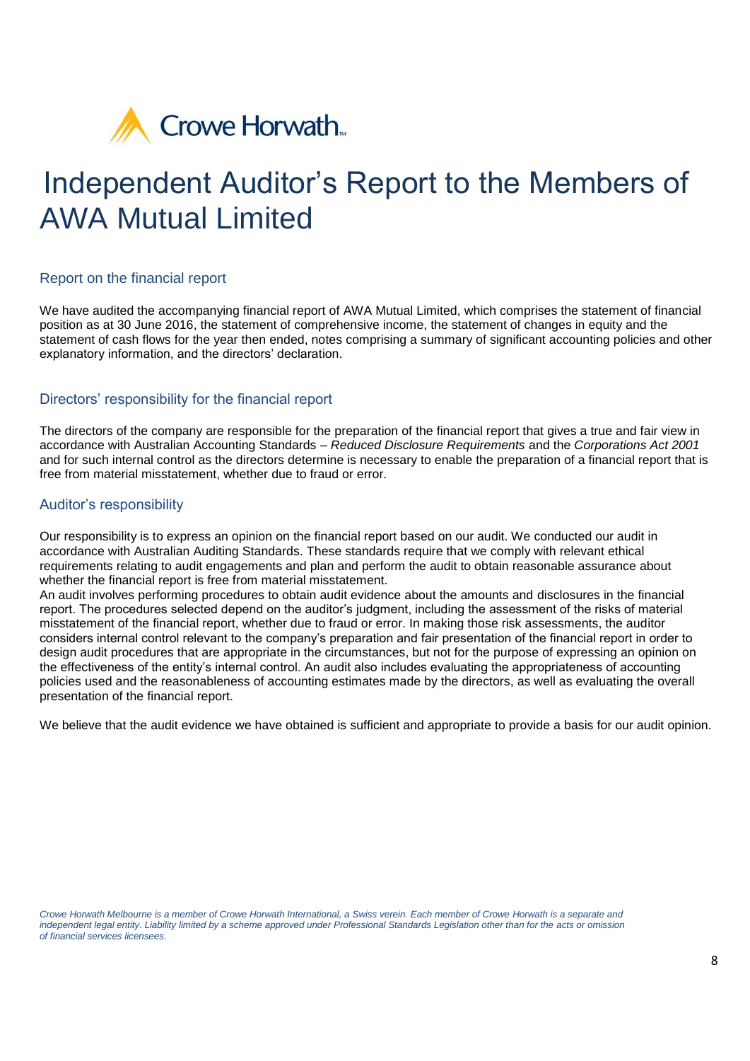Crowe Horwath

# Independent Auditor's Report to the Members of AWA Mutual Limited

## Report on the financial report

We have audited the accompanying financial report of AWA Mutual Limited, which comprises the statement of financial position as at 30 June 2016, the statement of comprehensive income, the statement of changes in equity and the statement of cash flows for the year then ended, notes comprising a summary of significant accounting policies and other explanatory information, and the directors' declaration.

## Directors' responsibility for the financial report

The directors of the company are responsible for the preparation of the financial report that gives a true and fair view in accordance with Australian Accounting Standards – *Reduced Disclosure Requirements* and the *Corporations Act 2001* and for such internal control as the directors determine is necessary to enable the preparation of a financial report that is free from material misstatement, whether due to fraud or error.

## Auditor's responsibility

Our responsibility is to express an opinion on the financial report based on our audit. We conducted our audit in accordance with Australian Auditing Standards. These standards require that we comply with relevant ethical requirements relating to audit engagements and plan and perform the audit to obtain reasonable assurance about whether the financial report is free from material misstatement.
An audit involves performing procedures to obtain audit evidence about the amounts and disclosures in the financial report. The procedures selected depend on the auditor's judgment, including the assessment of the risks of material misstatement of the financial report, whether due to fraud or error. In making those risk assessments, the auditor considers internal control relevant to the company's preparation and fair presentation of the financial report in order to design audit procedures that are appropriate in the circumstances, but not for the purpose of expressing an opinion on the effectiveness of the entity's internal control. An audit also includes evaluating the appropriateness of accounting policies used and the reasonableness of accounting estimates made by the directors, as well as evaluating the overall presentation of the financial report.

We believe that the audit evidence we have obtained is sufficient and appropriate to provide a basis for our audit opinion.

*Crowe Horwath Melbourne is a member of Crowe Horwath International, a Swiss verein. Each member of Crowe Horwath is a separate and independent legal entity. Liability limited by a scheme approved under Professional Standards Legislation other than for the acts or omission of financial services licensees.*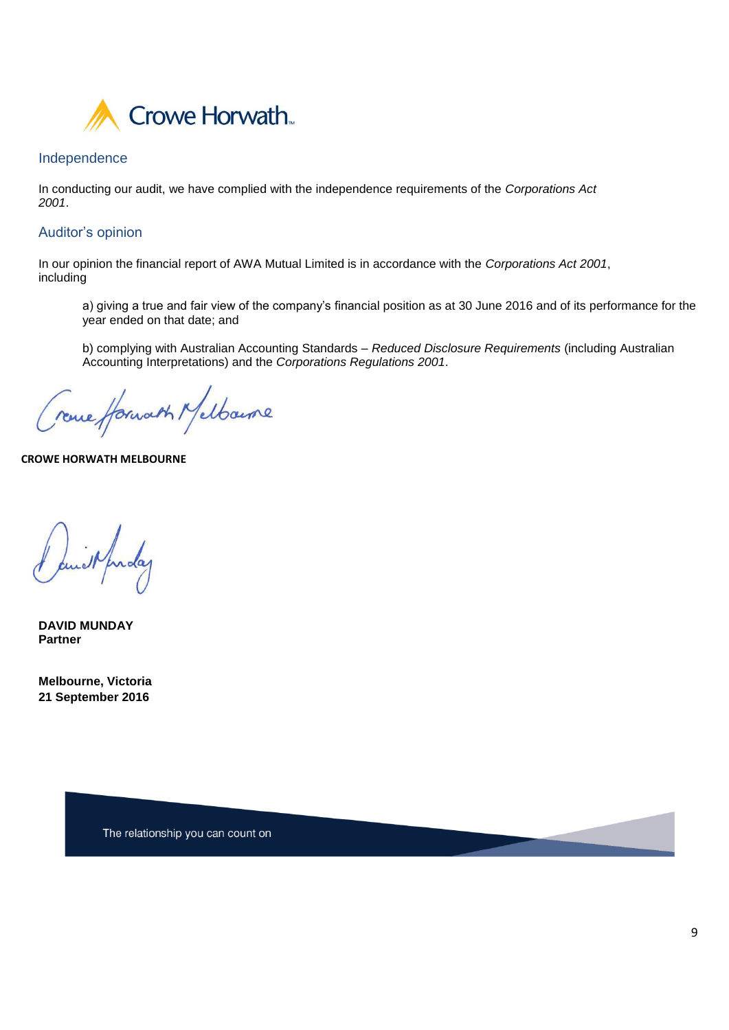## Independence

In conducting our audit, we have complied with the independence requirements of the *Corporations Act 2001*.

## Auditor's opinion

In our opinion the financial report of AWA Mutual Limited is in accordance with the *Corporations Act 2001*, including

a) giving a true and fair view of the company's financial position as at 30 June 2016 and of its performance for the year ended on that date; and

b) complying with Australian Accounting Standards – *Reduced Disclosure Requirements* (including Australian Accounting Interpretations) and the *Corporations Regulations 2001*.

**CROWE HORWATH MELBOURNE**

**DAVID MUNDAY**
**Partner**

**Melbourne, Victoria**
**21 September 2016**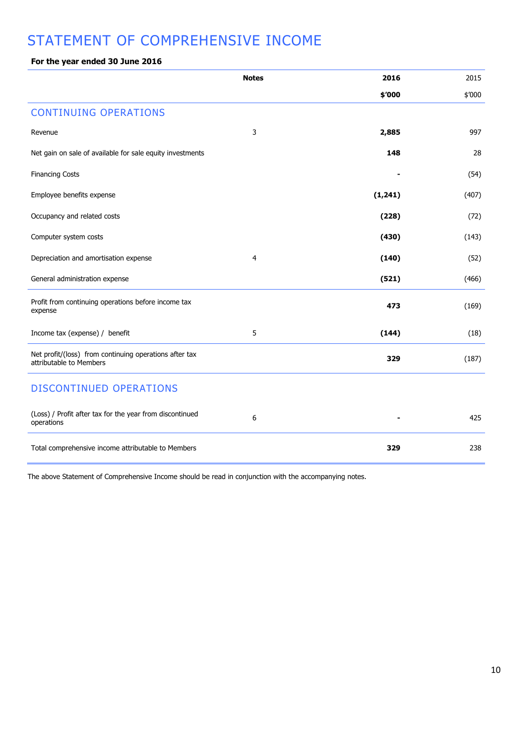# STATEMENT OF COMPREHENSIVE INCOME

**For the year ended 30 June 2016**

| | Notes | 2016 | 2015 |
|---|---|---|---|
| | | **$'000** | $'000 |
| **CONTINUING OPERATIONS** | | | |
| Revenue | 3 | **2,885** | 997 |
| Net gain on sale of available for sale equity investments | | **148** | 28 |
| Financing Costs | | **-** | (54) |
| Employee benefits expense | | **(1,241)** | (407) |
| Occupancy and related costs | | **(228)** | (72) |
| Computer system costs | | **(430)** | (143) |
| Depreciation and amortisation expense | 4 | **(140)** | (52) |
| General administration expense | | **(521)** | (466) |
| Profit from continuing operations before income tax expense | | **473** | (169) |
| Income tax (expense) / benefit | 5 | **(144)** | (18) |
| Net profit/(loss) from continuing operations after tax attributable to Members | | **329** | (187) |
| **DISCONTINUED OPERATIONS** | | | |
| (Loss) / Profit after tax for the year from discontinued operations | 6 | **-** | 425 |
| Total comprehensive income attributable to Members | | **329** | 238 |

The above Statement of Comprehensive Income should be read in conjunction with the accompanying notes.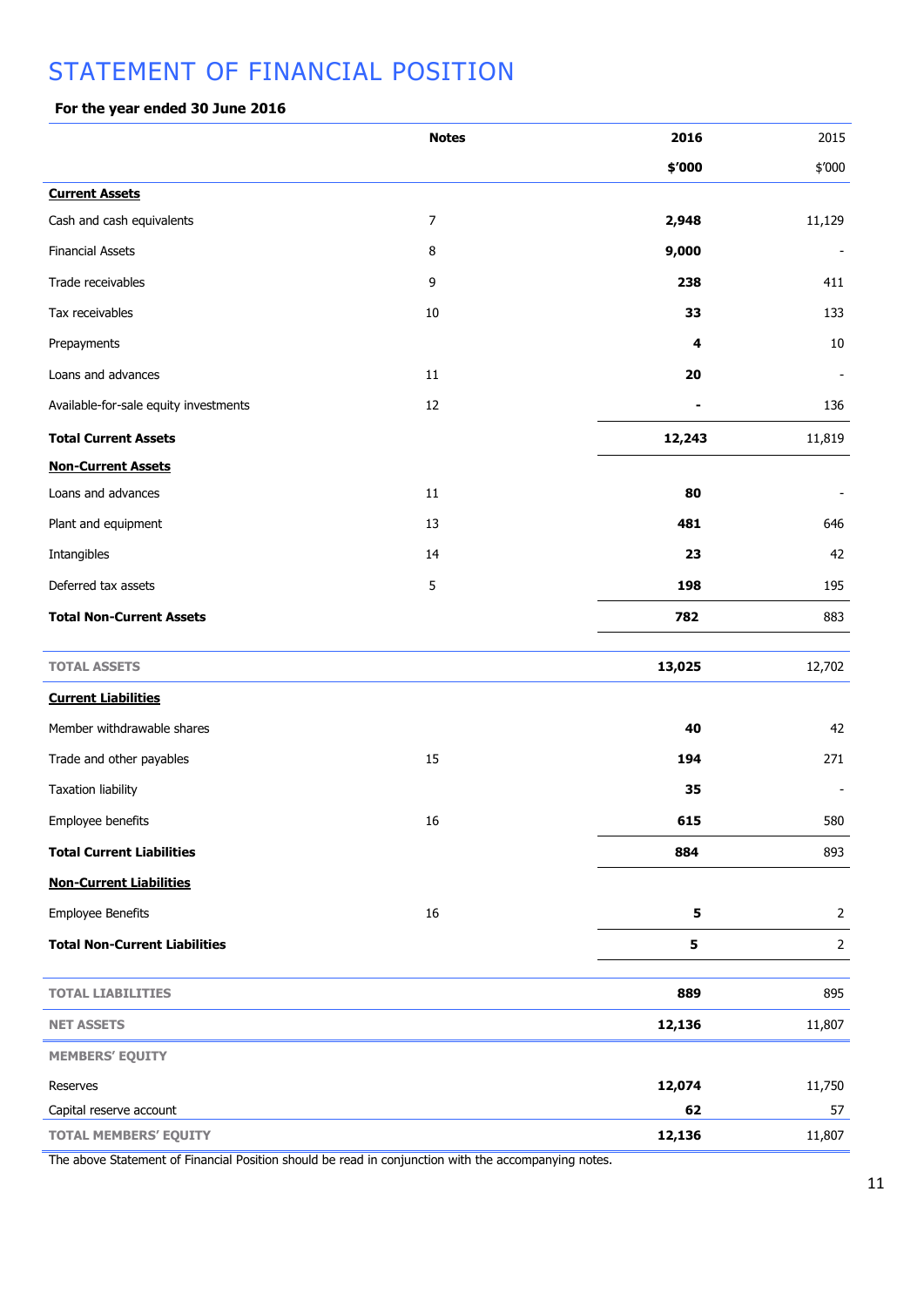# STATEMENT OF FINANCIAL POSITION

**For the year ended 30 June 2016**

| | Notes | 2016 | 2015 |
|---|---|---|---|
| | | **$'000** | $'000 |
| **Current Assets** | | | |
| Cash and cash equivalents | 7 | **2,948** | 11,129 |
| Financial Assets | 8 | **9,000** | - |
| Trade receivables | 9 | **238** | 411 |
| Tax receivables | 10 | **33** | 133 |
| Prepayments | | **4** | 10 |
| Loans and advances | 11 | **20** | - |
| Available-for-sale equity investments | 12 | **-** | 136 |
| **Total Current Assets** | | **12,243** | 11,819 |
| **Non-Current Assets** | | | |
| Loans and advances | 11 | **80** | - |
| Plant and equipment | 13 | **481** | 646 |
| Intangibles | 14 | **23** | 42 |
| Deferred tax assets | 5 | **198** | 195 |
| **Total Non-Current Assets** | | **782** | 883 |
| **TOTAL ASSETS** | | **13,025** | 12,702 |
| **Current Liabilities** | | | |
| Member withdrawable shares | | **40** | 42 |
| Trade and other payables | 15 | **194** | 271 |
| Taxation liability | | **35** | - |
| Employee benefits | 16 | **615** | 580 |
| **Total Current Liabilities** | | **884** | 893 |
| **Non-Current Liabilities** | | | |
| Employee Benefits | 16 | **5** | 2 |
| **Total Non-Current Liabilities** | | **5** | 2 |
| **TOTAL LIABILITIES** | | **889** | 895 |
| **NET ASSETS** | | **12,136** | 11,807 |
| **MEMBERS' EQUITY** | | | |
| Reserves | | **12,074** | 11,750 |
| Capital reserve account | | **62** | 57 |
| **TOTAL MEMBERS' EQUITY** | | **12,136** | 11,807 |

The above Statement of Financial Position should be read in conjunction with the accompanying notes.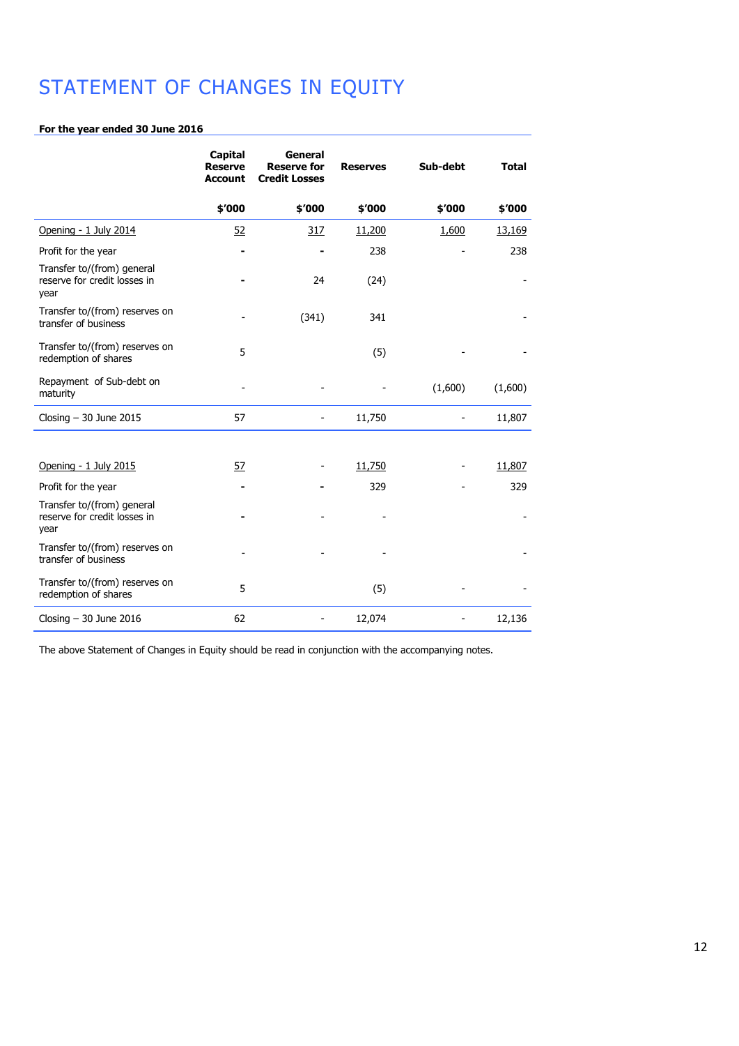# STATEMENT OF CHANGES IN EQUITY

**For the year ended 30 June 2016**

| | Capital Reserve Account | General Reserve for Credit Losses | Reserves | Sub-debt | Total |
|---|---|---|---|---|---|
| | $'000 | $'000 | $'000 | $'000 | $'000 |
| Opening - 1 July 2014 | 52 | 317 | 11,200 | 1,600 | 13,169 |
| Profit for the year | - | - | 238 | - | 238 |
| Transfer to/(from) general reserve for credit losses in year | - | 24 | (24) | | - |
| Transfer to/(from) reserves on transfer of business | - | (341) | 341 | | - |
| Transfer to/(from) reserves on redemption of shares | 5 | | (5) | - | - |
| Repayment of Sub-debt on maturity | - | - | - | (1,600) | (1,600) |
| Closing – 30 June 2015 | 57 | - | 11,750 | - | 11,807 |
| | | | | | |
| Opening - 1 July 2015 | 57 | - | 11,750 | - | 11,807 |
| Profit for the year | - | - | 329 | - | 329 |
| Transfer to/(from) general reserve for credit losses in year | - | - | - | | - |
| Transfer to/(from) reserves on transfer of business | - | - | - | | - |
| Transfer to/(from) reserves on redemption of shares | 5 | | (5) | - | - |
| Closing – 30 June 2016 | 62 | - | 12,074 | - | 12,136 |

The above Statement of Changes in Equity should be read in conjunction with the accompanying notes.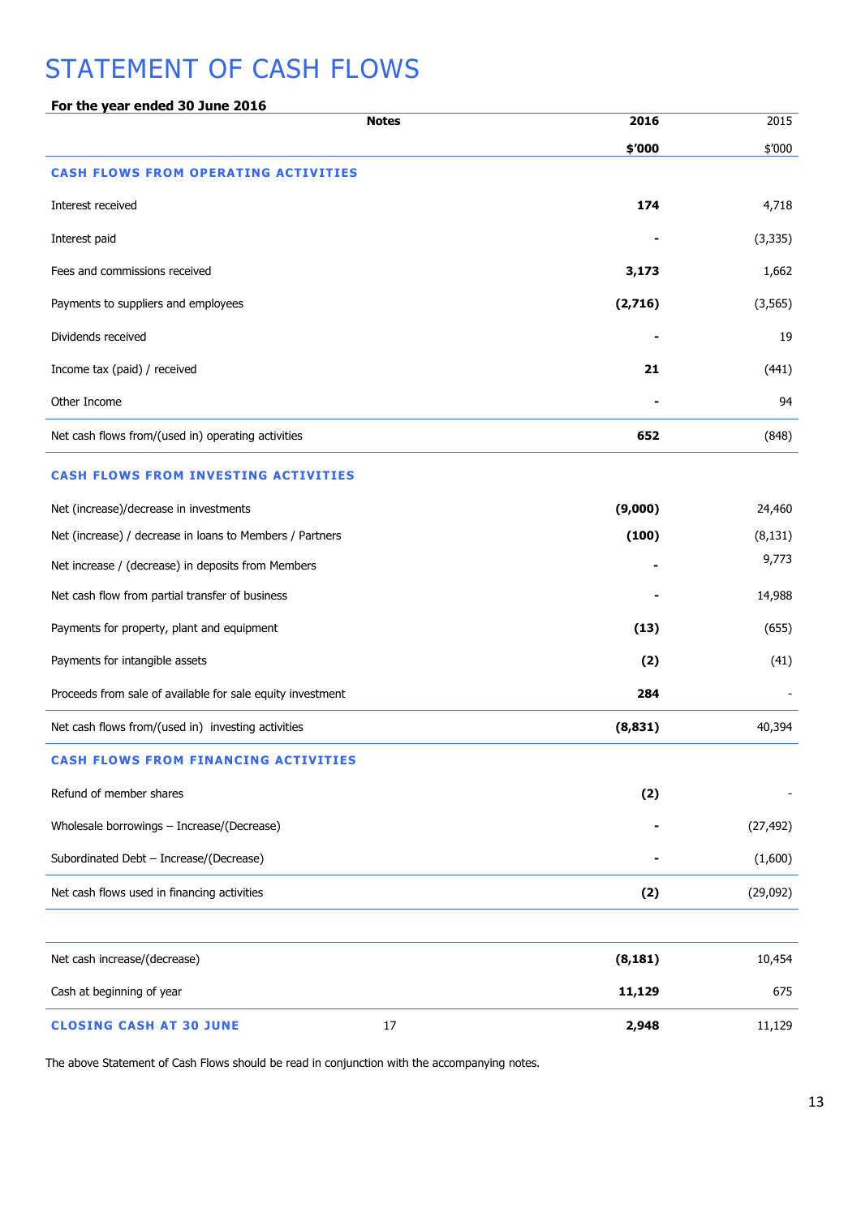# STATEMENT OF CASH FLOWS

**For the year ended 30 June 2016**

| | Notes | **2016** | 2015 |
|---|---|---|---|
| | | **$'000** | $'000 |
| **CASH FLOWS FROM OPERATING ACTIVITIES** | | | |
| Interest received | | **174** | 4,718 |
| Interest paid | | **-** | (3,335) |
| Fees and commissions received | | **3,173** | 1,662 |
| Payments to suppliers and employees | | **(2,716)** | (3,565) |
| Dividends received | | **-** | 19 |
| Income tax (paid) / received | | **21** | (441) |
| Other Income | | **-** | 94 |
| Net cash flows from/(used in) operating activities | | **652** | (848) |
| **CASH FLOWS FROM INVESTING ACTIVITIES** | | | |
| Net (increase)/decrease in investments | | **(9,000)** | 24,460 |
| Net (increase) / decrease in loans to Members / Partners | | **(100)** | (8,131) |
| Net increase / (decrease) in deposits from Members | | **-** | 9,773 |
| Net cash flow from partial transfer of business | | **-** | 14,988 |
| Payments for property, plant and equipment | | **(13)** | (655) |
| Payments for intangible assets | | **(2)** | (41) |
| Proceeds from sale of available for sale equity investment | | **284** | - |
| Net cash flows from/(used in) investing activities | | **(8,831)** | 40,394 |
| **CASH FLOWS FROM FINANCING ACTIVITIES** | | | |
| Refund of member shares | | **(2)** | - |
| Wholesale borrowings – Increase/(Decrease) | | **-** | (27,492) |
| Subordinated Debt – Increase/(Decrease) | | **-** | (1,600) |
| Net cash flows used in financing activities | | **(2)** | (29,092) |
| Net cash increase/(decrease) | | **(8,181)** | 10,454 |
| Cash at beginning of year | | **11,129** | 675 |
| **CLOSING CASH AT 30 JUNE** | 17 | **2,948** | 11,129 |

The above Statement of Cash Flows should be read in conjunction with the accompanying notes.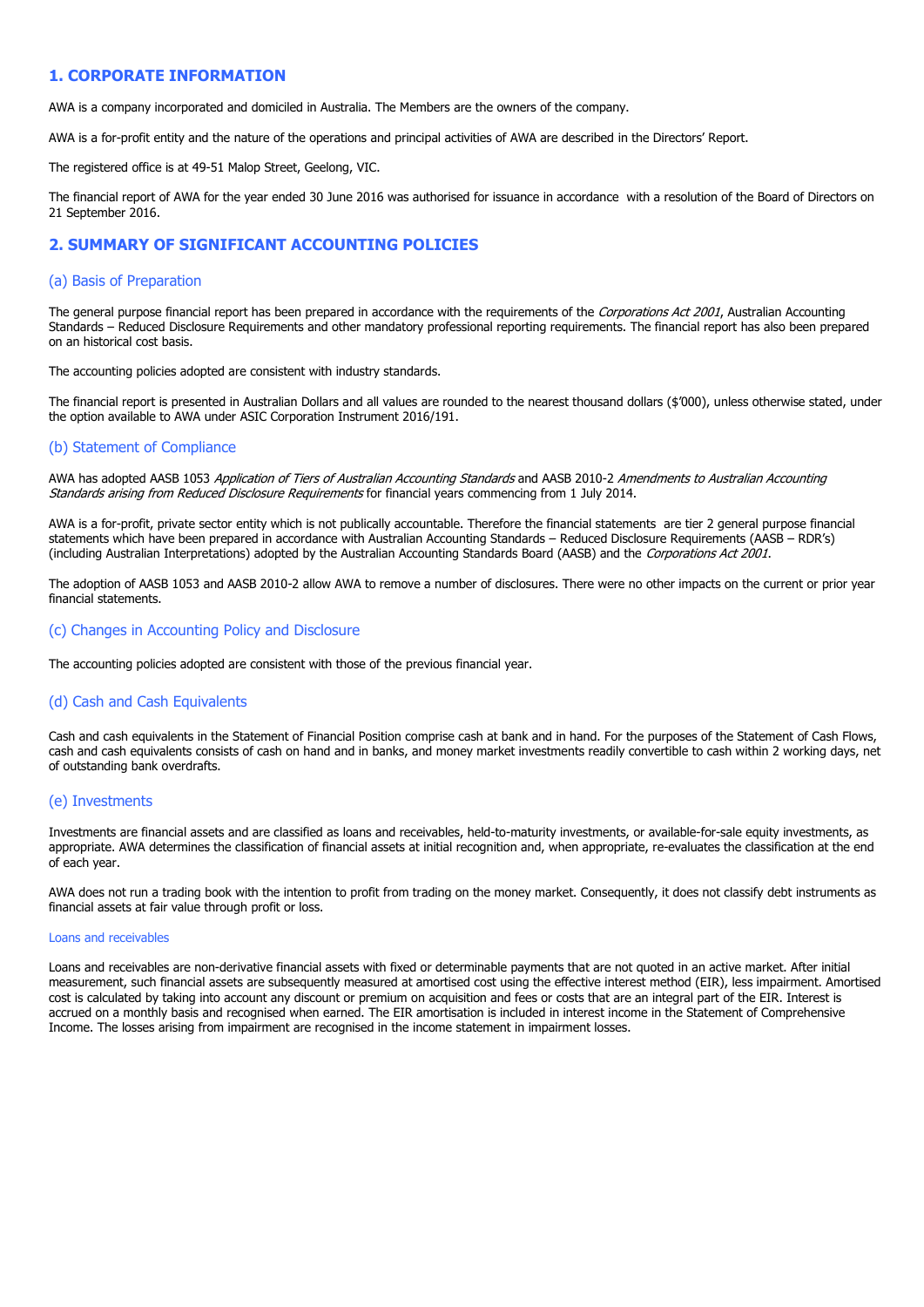## 1. CORPORATE INFORMATION

AWA is a company incorporated and domiciled in Australia. The Members are the owners of the company.

AWA is a for-profit entity and the nature of the operations and principal activities of AWA are described in the Directors' Report.

The registered office is at 49-51 Malop Street, Geelong, VIC.

The financial report of AWA for the year ended 30 June 2016 was authorised for issuance in accordance with a resolution of the Board of Directors on 21 September 2016.

## 2. SUMMARY OF SIGNIFICANT ACCOUNTING POLICIES

### (a) Basis of Preparation

The general purpose financial report has been prepared in accordance with the requirements of the *Corporations Act 2001*, Australian Accounting Standards – Reduced Disclosure Requirements and other mandatory professional reporting requirements. The financial report has also been prepared on an historical cost basis.

The accounting policies adopted are consistent with industry standards.

The financial report is presented in Australian Dollars and all values are rounded to the nearest thousand dollars ($'000), unless otherwise stated, under the option available to AWA under ASIC Corporation Instrument 2016/191.

### (b) Statement of Compliance

AWA has adopted AASB 1053 *Application of Tiers of Australian Accounting Standards* and AASB 2010-2 *Amendments to Australian Accounting Standards arising from Reduced Disclosure Requirements* for financial years commencing from 1 July 2014.

AWA is a for-profit, private sector entity which is not publically accountable. Therefore the financial statements are tier 2 general purpose financial statements which have been prepared in accordance with Australian Accounting Standards – Reduced Disclosure Requirements (AASB – RDR's) (including Australian Interpretations) adopted by the Australian Accounting Standards Board (AASB) and the *Corporations Act 2001*.

The adoption of AASB 1053 and AASB 2010-2 allow AWA to remove a number of disclosures. There were no other impacts on the current or prior year financial statements.

### (c) Changes in Accounting Policy and Disclosure

The accounting policies adopted are consistent with those of the previous financial year.

### (d) Cash and Cash Equivalents

Cash and cash equivalents in the Statement of Financial Position comprise cash at bank and in hand. For the purposes of the Statement of Cash Flows, cash and cash equivalents consists of cash on hand and in banks, and money market investments readily convertible to cash within 2 working days, net of outstanding bank overdrafts.

### (e) Investments

Investments are financial assets and are classified as loans and receivables, held-to-maturity investments, or available-for-sale equity investments, as appropriate. AWA determines the classification of financial assets at initial recognition and, when appropriate, re-evaluates the classification at the end of each year.

AWA does not run a trading book with the intention to profit from trading on the money market. Consequently, it does not classify debt instruments as financial assets at fair value through profit or loss.

#### Loans and receivables

Loans and receivables are non-derivative financial assets with fixed or determinable payments that are not quoted in an active market. After initial measurement, such financial assets are subsequently measured at amortised cost using the effective interest method (EIR), less impairment. Amortised cost is calculated by taking into account any discount or premium on acquisition and fees or costs that are an integral part of the EIR. Interest is accrued on a monthly basis and recognised when earned. The EIR amortisation is included in interest income in the Statement of Comprehensive Income. The losses arising from impairment are recognised in the income statement in impairment losses.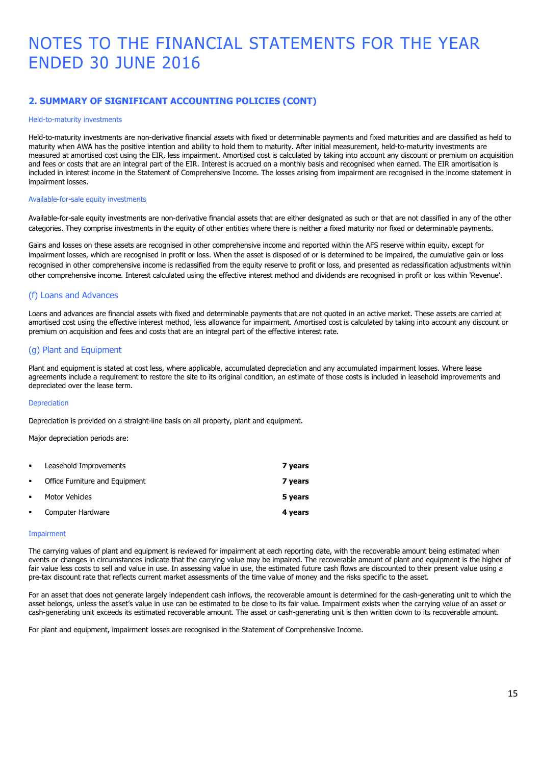# NOTES TO THE FINANCIAL STATEMENTS FOR THE YEAR ENDED 30 JUNE 2016

## 2. SUMMARY OF SIGNIFICANT ACCOUNTING POLICIES (CONT)

#### Held-to-maturity investments

Held-to-maturity investments are non-derivative financial assets with fixed or determinable payments and fixed maturities and are classified as held to maturity when AWA has the positive intention and ability to hold them to maturity. After initial measurement, held-to-maturity investments are measured at amortised cost using the EIR, less impairment. Amortised cost is calculated by taking into account any discount or premium on acquisition and fees or costs that are an integral part of the EIR. Interest is accrued on a monthly basis and recognised when earned. The EIR amortisation is included in interest income in the Statement of Comprehensive Income. The losses arising from impairment are recognised in the income statement in impairment losses.

#### Available-for-sale equity investments

Available-for-sale equity investments are non-derivative financial assets that are either designated as such or that are not classified in any of the other categories. They comprise investments in the equity of other entities where there is neither a fixed maturity nor fixed or determinable payments.

Gains and losses on these assets are recognised in other comprehensive income and reported within the AFS reserve within equity, except for impairment losses, which are recognised in profit or loss. When the asset is disposed of or is determined to be impaired, the cumulative gain or loss recognised in other comprehensive income is reclassified from the equity reserve to profit or loss, and presented as reclassification adjustments within other comprehensive income. Interest calculated using the effective interest method and dividends are recognised in profit or loss within 'Revenue'.

### (f) Loans and Advances

Loans and advances are financial assets with fixed and determinable payments that are not quoted in an active market. These assets are carried at amortised cost using the effective interest method, less allowance for impairment. Amortised cost is calculated by taking into account any discount or premium on acquisition and fees and costs that are an integral part of the effective interest rate.

### (g) Plant and Equipment

Plant and equipment is stated at cost less, where applicable, accumulated depreciation and any accumulated impairment losses. Where lease agreements include a requirement to restore the site to its original condition, an estimate of those costs is included in leasehold improvements and depreciated over the lease term.

#### Depreciation

Depreciation is provided on a straight-line basis on all property, plant and equipment.

Major depreciation periods are:

- Leasehold Improvements **7 years**
- Office Furniture and Equipment **7 years**
- Motor Vehicles **5 years**
- Computer Hardware **4 years**

#### Impairment

The carrying values of plant and equipment is reviewed for impairment at each reporting date, with the recoverable amount being estimated when events or changes in circumstances indicate that the carrying value may be impaired. The recoverable amount of plant and equipment is the higher of fair value less costs to sell and value in use. In assessing value in use, the estimated future cash flows are discounted to their present value using a pre-tax discount rate that reflects current market assessments of the time value of money and the risks specific to the asset.

For an asset that does not generate largely independent cash inflows, the recoverable amount is determined for the cash-generating unit to which the asset belongs, unless the asset's value in use can be estimated to be close to its fair value. Impairment exists when the carrying value of an asset or cash-generating unit exceeds its estimated recoverable amount. The asset or cash-generating unit is then written down to its recoverable amount.

For plant and equipment, impairment losses are recognised in the Statement of Comprehensive Income.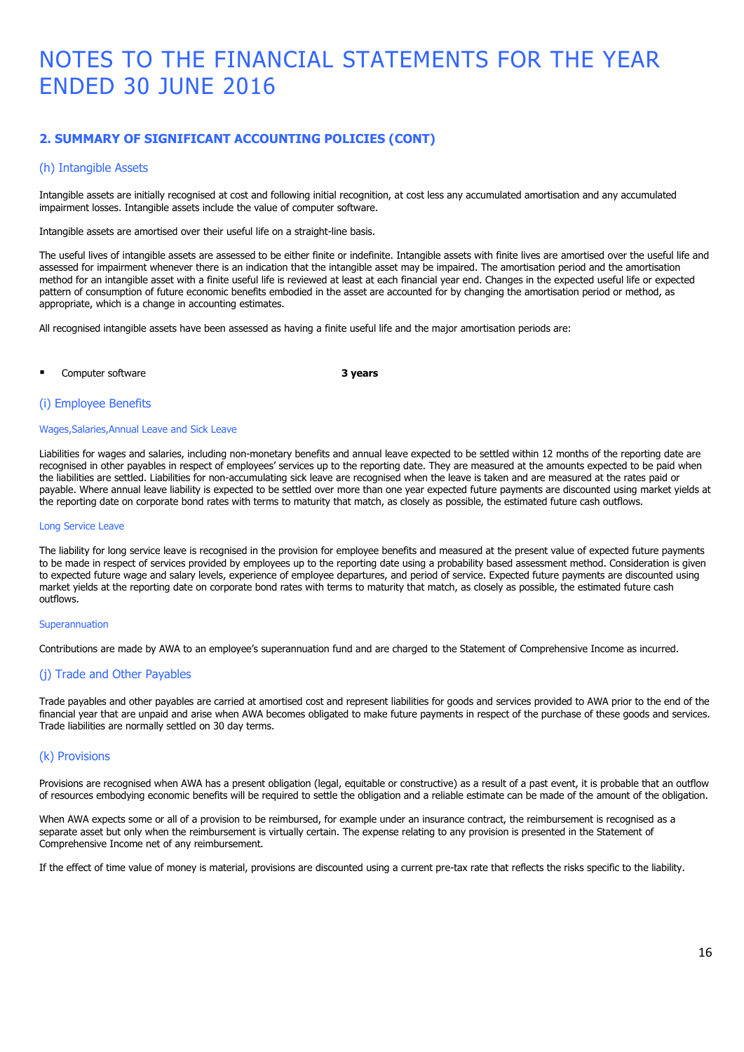# NOTES TO THE FINANCIAL STATEMENTS FOR THE YEAR ENDED 30 JUNE 2016

## 2. SUMMARY OF SIGNIFICANT ACCOUNTING POLICIES (CONT)

### (h) Intangible Assets

Intangible assets are initially recognised at cost and following initial recognition, at cost less any accumulated amortisation and any accumulated impairment losses. Intangible assets include the value of computer software.

Intangible assets are amortised over their useful life on a straight-line basis.

The useful lives of intangible assets are assessed to be either finite or indefinite. Intangible assets with finite lives are amortised over the useful life and assessed for impairment whenever there is an indication that the intangible asset may be impaired. The amortisation period and the amortisation method for an intangible asset with a finite useful life is reviewed at least at each financial year end. Changes in the expected useful life or expected pattern of consumption of future economic benefits embodied in the asset are accounted for by changing the amortisation period or method, as appropriate, which is a change in accounting estimates.

All recognised intangible assets have been assessed as having a finite useful life and the major amortisation periods are:

- Computer software **3 years**

### (i) Employee Benefits

#### Wages,Salaries,Annual Leave and Sick Leave

Liabilities for wages and salaries, including non-monetary benefits and annual leave expected to be settled within 12 months of the reporting date are recognised in other payables in respect of employees' services up to the reporting date. They are measured at the amounts expected to be paid when the liabilities are settled. Liabilities for non-accumulating sick leave are recognised when the leave is taken and are measured at the rates paid or payable. Where annual leave liability is expected to be settled over more than one year expected future payments are discounted using market yields at the reporting date on corporate bond rates with terms to maturity that match, as closely as possible, the estimated future cash outflows.

#### Long Service Leave

The liability for long service leave is recognised in the provision for employee benefits and measured at the present value of expected future payments to be made in respect of services provided by employees up to the reporting date using a probability based assessment method. Consideration is given to expected future wage and salary levels, experience of employee departures, and period of service. Expected future payments are discounted using market yields at the reporting date on corporate bond rates with terms to maturity that match, as closely as possible, the estimated future cash outflows.

#### Superannuation

Contributions are made by AWA to an employee's superannuation fund and are charged to the Statement of Comprehensive Income as incurred.

### (j) Trade and Other Payables

Trade payables and other payables are carried at amortised cost and represent liabilities for goods and services provided to AWA prior to the end of the financial year that are unpaid and arise when AWA becomes obligated to make future payments in respect of the purchase of these goods and services. Trade liabilities are normally settled on 30 day terms.

### (k) Provisions

Provisions are recognised when AWA has a present obligation (legal, equitable or constructive) as a result of a past event, it is probable that an outflow of resources embodying economic benefits will be required to settle the obligation and a reliable estimate can be made of the amount of the obligation.

When AWA expects some or all of a provision to be reimbursed, for example under an insurance contract, the reimbursement is recognised as a separate asset but only when the reimbursement is virtually certain. The expense relating to any provision is presented in the Statement of Comprehensive Income net of any reimbursement.

If the effect of time value of money is material, provisions are discounted using a current pre-tax rate that reflects the risks specific to the liability.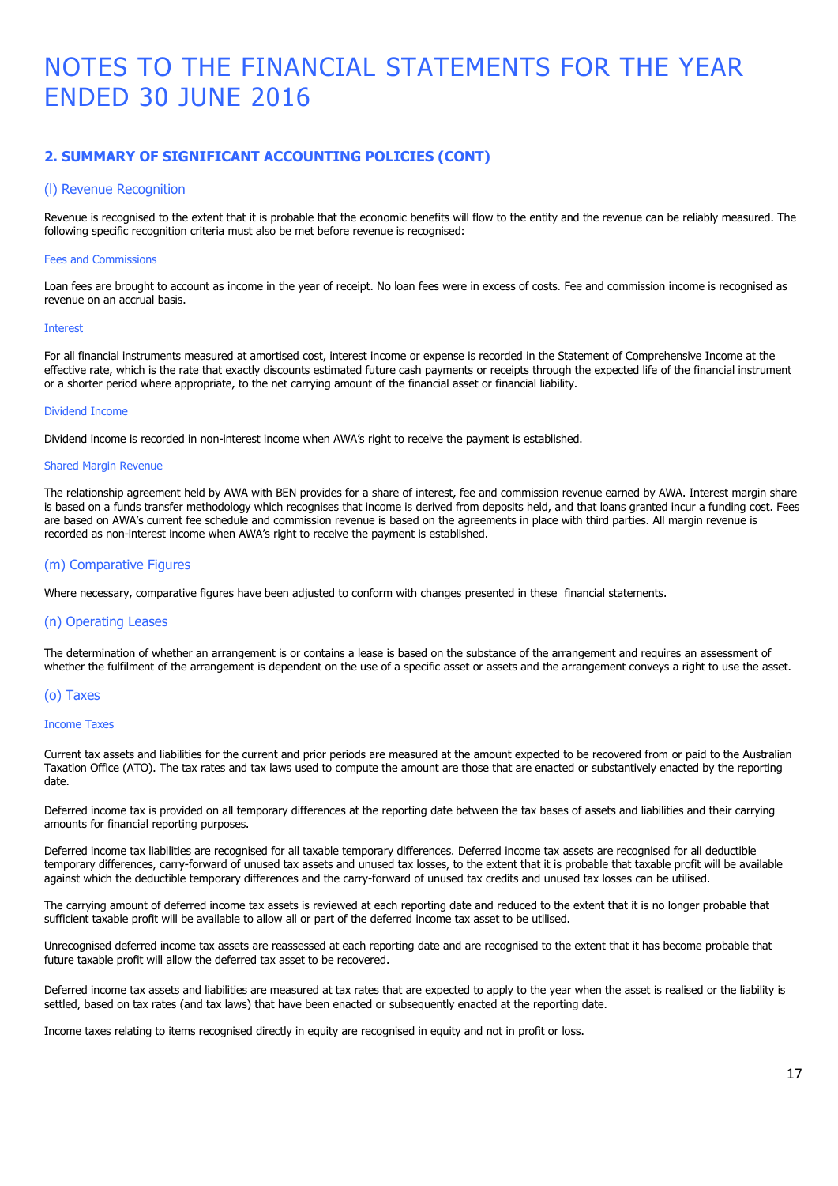# NOTES TO THE FINANCIAL STATEMENTS FOR THE YEAR ENDED 30 JUNE 2016

## 2. SUMMARY OF SIGNIFICANT ACCOUNTING POLICIES (CONT)

### (l) Revenue Recognition

Revenue is recognised to the extent that it is probable that the economic benefits will flow to the entity and the revenue can be reliably measured. The following specific recognition criteria must also be met before revenue is recognised:

#### Fees and Commissions

Loan fees are brought to account as income in the year of receipt. No loan fees were in excess of costs. Fee and commission income is recognised as revenue on an accrual basis.

#### Interest

For all financial instruments measured at amortised cost, interest income or expense is recorded in the Statement of Comprehensive Income at the effective rate, which is the rate that exactly discounts estimated future cash payments or receipts through the expected life of the financial instrument or a shorter period where appropriate, to the net carrying amount of the financial asset or financial liability.

#### Dividend Income

Dividend income is recorded in non-interest income when AWA's right to receive the payment is established.

#### Shared Margin Revenue

The relationship agreement held by AWA with BEN provides for a share of interest, fee and commission revenue earned by AWA. Interest margin share is based on a funds transfer methodology which recognises that income is derived from deposits held, and that loans granted incur a funding cost. Fees are based on AWA's current fee schedule and commission revenue is based on the agreements in place with third parties. All margin revenue is recorded as non-interest income when AWA's right to receive the payment is established.

### (m) Comparative Figures

Where necessary, comparative figures have been adjusted to conform with changes presented in these financial statements.

### (n) Operating Leases

The determination of whether an arrangement is or contains a lease is based on the substance of the arrangement and requires an assessment of whether the fulfilment of the arrangement is dependent on the use of a specific asset or assets and the arrangement conveys a right to use the asset.

### (o) Taxes

#### Income Taxes

Current tax assets and liabilities for the current and prior periods are measured at the amount expected to be recovered from or paid to the Australian Taxation Office (ATO). The tax rates and tax laws used to compute the amount are those that are enacted or substantively enacted by the reporting date.

Deferred income tax is provided on all temporary differences at the reporting date between the tax bases of assets and liabilities and their carrying amounts for financial reporting purposes.

Deferred income tax liabilities are recognised for all taxable temporary differences. Deferred income tax assets are recognised for all deductible temporary differences, carry-forward of unused tax assets and unused tax losses, to the extent that it is probable that taxable profit will be available against which the deductible temporary differences and the carry-forward of unused tax credits and unused tax losses can be utilised.

The carrying amount of deferred income tax assets is reviewed at each reporting date and reduced to the extent that it is no longer probable that sufficient taxable profit will be available to allow all or part of the deferred income tax asset to be utilised.

Unrecognised deferred income tax assets are reassessed at each reporting date and are recognised to the extent that it has become probable that future taxable profit will allow the deferred tax asset to be recovered.

Deferred income tax assets and liabilities are measured at tax rates that are expected to apply to the year when the asset is realised or the liability is settled, based on tax rates (and tax laws) that have been enacted or subsequently enacted at the reporting date.

Income taxes relating to items recognised directly in equity are recognised in equity and not in profit or loss.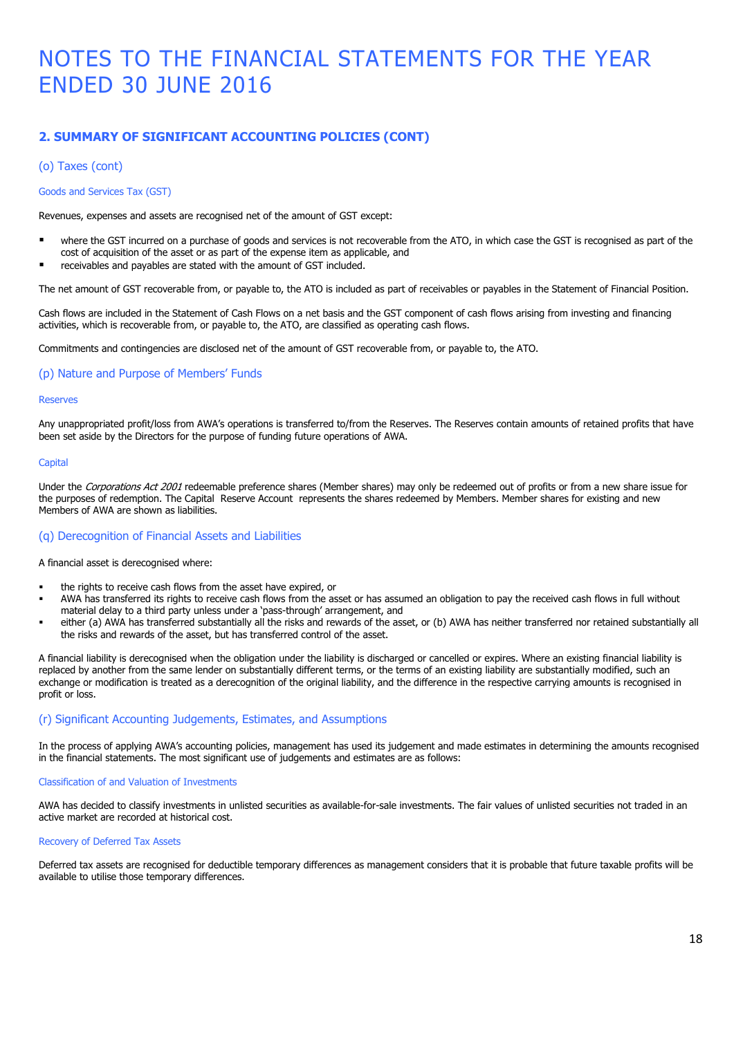# NOTES TO THE FINANCIAL STATEMENTS FOR THE YEAR ENDED 30 JUNE 2016

## 2. SUMMARY OF SIGNIFICANT ACCOUNTING POLICIES (CONT)

### (o) Taxes (cont)

#### Goods and Services Tax (GST)

Revenues, expenses and assets are recognised net of the amount of GST except:

- where the GST incurred on a purchase of goods and services is not recoverable from the ATO, in which case the GST is recognised as part of the cost of acquisition of the asset or as part of the expense item as applicable, and
- receivables and payables are stated with the amount of GST included.

The net amount of GST recoverable from, or payable to, the ATO is included as part of receivables or payables in the Statement of Financial Position.

Cash flows are included in the Statement of Cash Flows on a net basis and the GST component of cash flows arising from investing and financing activities, which is recoverable from, or payable to, the ATO, are classified as operating cash flows.

Commitments and contingencies are disclosed net of the amount of GST recoverable from, or payable to, the ATO.

### (p) Nature and Purpose of Members' Funds

#### Reserves

Any unappropriated profit/loss from AWA's operations is transferred to/from the Reserves. The Reserves contain amounts of retained profits that have been set aside by the Directors for the purpose of funding future operations of AWA.

#### Capital

Under the *Corporations Act 2001* redeemable preference shares (Member shares) may only be redeemed out of profits or from a new share issue for the purposes of redemption. The Capital Reserve Account represents the shares redeemed by Members. Member shares for existing and new Members of AWA are shown as liabilities.

### (q) Derecognition of Financial Assets and Liabilities

A financial asset is derecognised where:

- the rights to receive cash flows from the asset have expired, or
- AWA has transferred its rights to receive cash flows from the asset or has assumed an obligation to pay the received cash flows in full without material delay to a third party unless under a 'pass-through' arrangement, and
- either (a) AWA has transferred substantially all the risks and rewards of the asset, or (b) AWA has neither transferred nor retained substantially all the risks and rewards of the asset, but has transferred control of the asset.

A financial liability is derecognised when the obligation under the liability is discharged or cancelled or expires. Where an existing financial liability is replaced by another from the same lender on substantially different terms, or the terms of an existing liability are substantially modified, such an exchange or modification is treated as a derecognition of the original liability, and the difference in the respective carrying amounts is recognised in profit or loss.

### (r) Significant Accounting Judgements, Estimates, and Assumptions

In the process of applying AWA's accounting policies, management has used its judgement and made estimates in determining the amounts recognised in the financial statements. The most significant use of judgements and estimates are as follows:

#### Classification of and Valuation of Investments

AWA has decided to classify investments in unlisted securities as available-for-sale investments. The fair values of unlisted securities not traded in an active market are recorded at historical cost.

#### Recovery of Deferred Tax Assets

Deferred tax assets are recognised for deductible temporary differences as management considers that it is probable that future taxable profits will be available to utilise those temporary differences.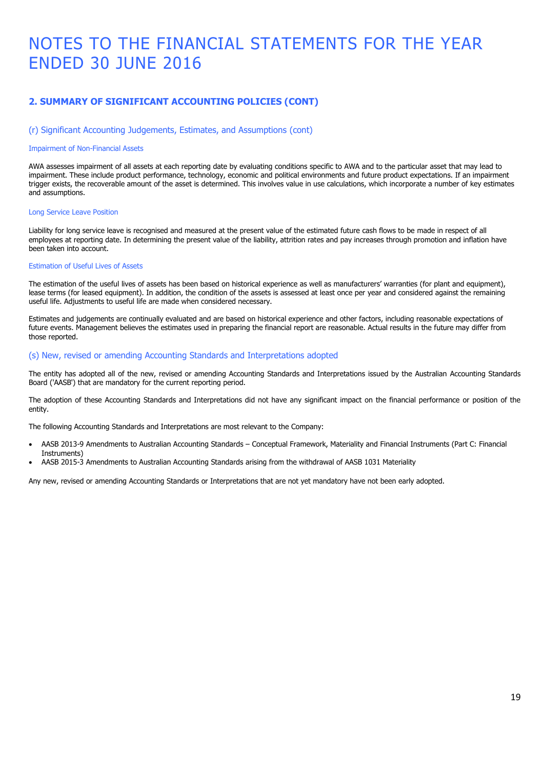# NOTES TO THE FINANCIAL STATEMENTS FOR THE YEAR ENDED 30 JUNE 2016

## 2. SUMMARY OF SIGNIFICANT ACCOUNTING POLICIES (CONT)

### (r) Significant Accounting Judgements, Estimates, and Assumptions (cont)

#### Impairment of Non-Financial Assets

AWA assesses impairment of all assets at each reporting date by evaluating conditions specific to AWA and to the particular asset that may lead to impairment. These include product performance, technology, economic and political environments and future product expectations. If an impairment trigger exists, the recoverable amount of the asset is determined. This involves value in use calculations, which incorporate a number of key estimates and assumptions.

#### Long Service Leave Position

Liability for long service leave is recognised and measured at the present value of the estimated future cash flows to be made in respect of all employees at reporting date. In determining the present value of the liability, attrition rates and pay increases through promotion and inflation have been taken into account.

#### Estimation of Useful Lives of Assets

The estimation of the useful lives of assets has been based on historical experience as well as manufacturers' warranties (for plant and equipment), lease terms (for leased equipment). In addition, the condition of the assets is assessed at least once per year and considered against the remaining useful life. Adjustments to useful life are made when considered necessary.

Estimates and judgements are continually evaluated and are based on historical experience and other factors, including reasonable expectations of future events. Management believes the estimates used in preparing the financial report are reasonable. Actual results in the future may differ from those reported.

### (s) New, revised or amending Accounting Standards and Interpretations adopted

The entity has adopted all of the new, revised or amending Accounting Standards and Interpretations issued by the Australian Accounting Standards Board ('AASB') that are mandatory for the current reporting period.

The adoption of these Accounting Standards and Interpretations did not have any significant impact on the financial performance or position of the entity.

The following Accounting Standards and Interpretations are most relevant to the Company:

- AASB 2013-9 Amendments to Australian Accounting Standards – Conceptual Framework, Materiality and Financial Instruments (Part C: Financial Instruments)
- AASB 2015-3 Amendments to Australian Accounting Standards arising from the withdrawal of AASB 1031 Materiality

Any new, revised or amending Accounting Standards or Interpretations that are not yet mandatory have not been early adopted.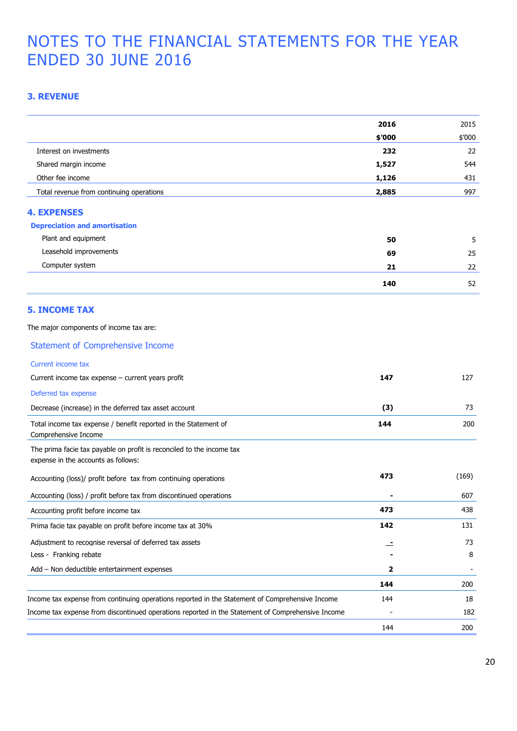# NOTES TO THE FINANCIAL STATEMENTS FOR THE YEAR ENDED 30 JUNE 2016

## 3. REVENUE

| | **2016** | 2015 |
|---|---|---|
| | **$'000** | $'000 |
| Interest on investments | **232** | 22 |
| Shared margin income | **1,527** | 544 |
| Other fee income | **1,126** | 431 |
| Total revenue from continuing operations | **2,885** | 997 |

## 4. EXPENSES

### Depreciation and amortisation

| | | |
|---|---|---|
| Plant and equipment | **50** | 5 |
| Leasehold improvements | **69** | 25 |
| Computer system | **21** | 22 |
| | **140** | 52 |

## 5. INCOME TAX

The major components of income tax are:

### Statement of Comprehensive Income

| | | |
|---|---|---|
| *Current income tax* | | |
| Current income tax expense – current years profit | **147** | 127 |
| *Deferred tax expense* | | |
| Decrease (increase) in the deferred tax asset account | **(3)** | 73 |
| Total income tax expense / benefit reported in the Statement of Comprehensive Income | **144** | 200 |
| The prima facie tax payable on profit is reconciled to the income tax expense in the accounts as follows: | | |
| Accounting (loss)/ profit before tax from continuing operations | **473** | (169) |
| Accounting (loss) / profit before tax from discontinued operations | **-** | 607 |
| Accounting profit before income tax | **473** | 438 |
| Prima facie tax payable on profit before income tax at 30% | **142** | 131 |
| Adjustment to recognise reversal of deferred tax assets | **-** | 73 |
| Less - Franking rebate | **-** | 8 |
| Add – Non deductible entertainment expenses | **2** | - |
| | **144** | 200 |
| Income tax expense from continuing operations reported in the Statement of Comprehensive Income | 144 | 18 |
| Income tax expense from discontinued operations reported in the Statement of Comprehensive Income | - | 182 |
| | 144 | 200 |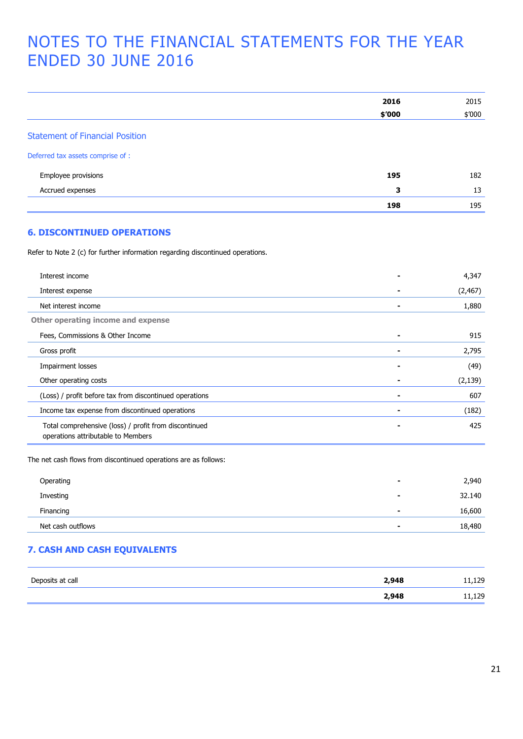# NOTES TO THE FINANCIAL STATEMENTS FOR THE YEAR ENDED 30 JUNE 2016

| | **2016** | 2015 |
|---|---|---|
| | **$'000** | $'000 |
| **Statement of Financial Position** | | |
| Deferred tax assets comprise of : | | |
| Employee provisions | **195** | 182 |
| Accrued expenses | **3** | 13 |
| | **198** | 195 |

## 6. DISCONTINUED OPERATIONS

Refer to Note 2 (c) for further information regarding discontinued operations.

| | 2016 | 2015 |
|---|---|---|
| Interest income | - | 4,347 |
| Interest expense | - | (2,467) |
| Net interest income | - | 1,880 |
| **Other operating income and expense** | | |
| Fees, Commissions & Other Income | - | 915 |
| Gross profit | - | 2,795 |
| Impairment losses | - | (49) |
| Other operating costs | - | (2,139) |
| (Loss) / profit before tax from discontinued operations | - | 607 |
| Income tax expense from discontinued operations | - | (182) |
| Total comprehensive (loss) / profit from discontinued operations attributable to Members | - | 425 |

The net cash flows from discontinued operations are as follows:

| | 2016 | 2015 |
|---|---|---|
| Operating | - | 2,940 |
| Investing | - | 32.140 |
| Financing | - | 16,600 |
| Net cash outflows | - | 18,480 |

## 7. CASH AND CASH EQUIVALENTS

| | 2016 | 2015 |
|---|---|---|
| Deposits at call | **2,948** | 11,129 |
| | **2,948** | 11,129 |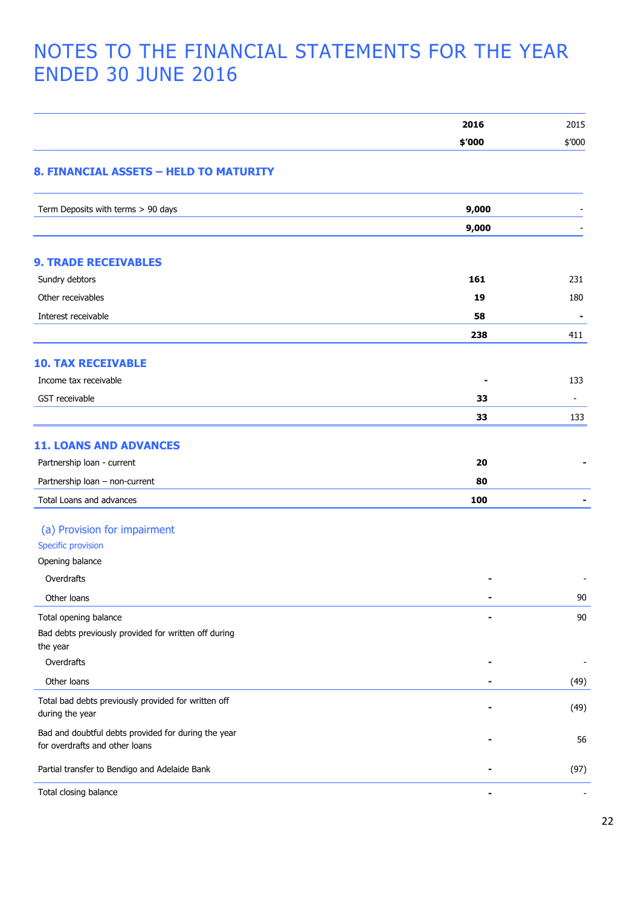# NOTES TO THE FINANCIAL STATEMENTS FOR THE YEAR ENDED 30 JUNE 2016

| | 2016 $'000 | 2015 $'000 |
|---|---|---|

## 8. FINANCIAL ASSETS – HELD TO MATURITY

| | 2016 $'000 | 2015 $'000 |
|---|---|---|
| Term Deposits with terms > 90 days | **9,000** | - |
| | **9,000** | - |

## 9. TRADE RECEIVABLES

| | 2016 $'000 | 2015 $'000 |
|---|---|---|
| Sundry debtors | **161** | 231 |
| Other receivables | **19** | 180 |
| Interest receivable | **58** | **-** |
| | **238** | 411 |

## 10. TAX RECEIVABLE

| | 2016 $'000 | 2015 $'000 |
|---|---|---|
| Income tax receivable | **-** | 133 |
| GST receivable | **33** | - |
| | **33** | 133 |

## 11. LOANS AND ADVANCES

| | 2016 $'000 | 2015 $'000 |
|---|---|---|
| Partnership loan - current | **20** | **-** |
| Partnership loan – non-current | **80** | |
| Total Loans and advances | **100** | **-** |

### (a) Provision for impairment

Specific provision

| | 2016 $'000 | 2015 $'000 |
|---|---|---|
| Opening balance | | |
| Overdrafts | **-** | - |
| Other loans | **-** | 90 |
| Total opening balance | **-** | 90 |
| Bad debts previously provided for written off during the year | | |
| Overdrafts | **-** | - |
| Other loans | **-** | (49) |
| Total bad debts previously provided for written off during the year | **-** | (49) |
| Bad and doubtful debts provided for during the year for overdrafts and other loans | **-** | 56 |
| Partial transfer to Bendigo and Adelaide Bank | **-** | (97) |
| Total closing balance | **-** | - |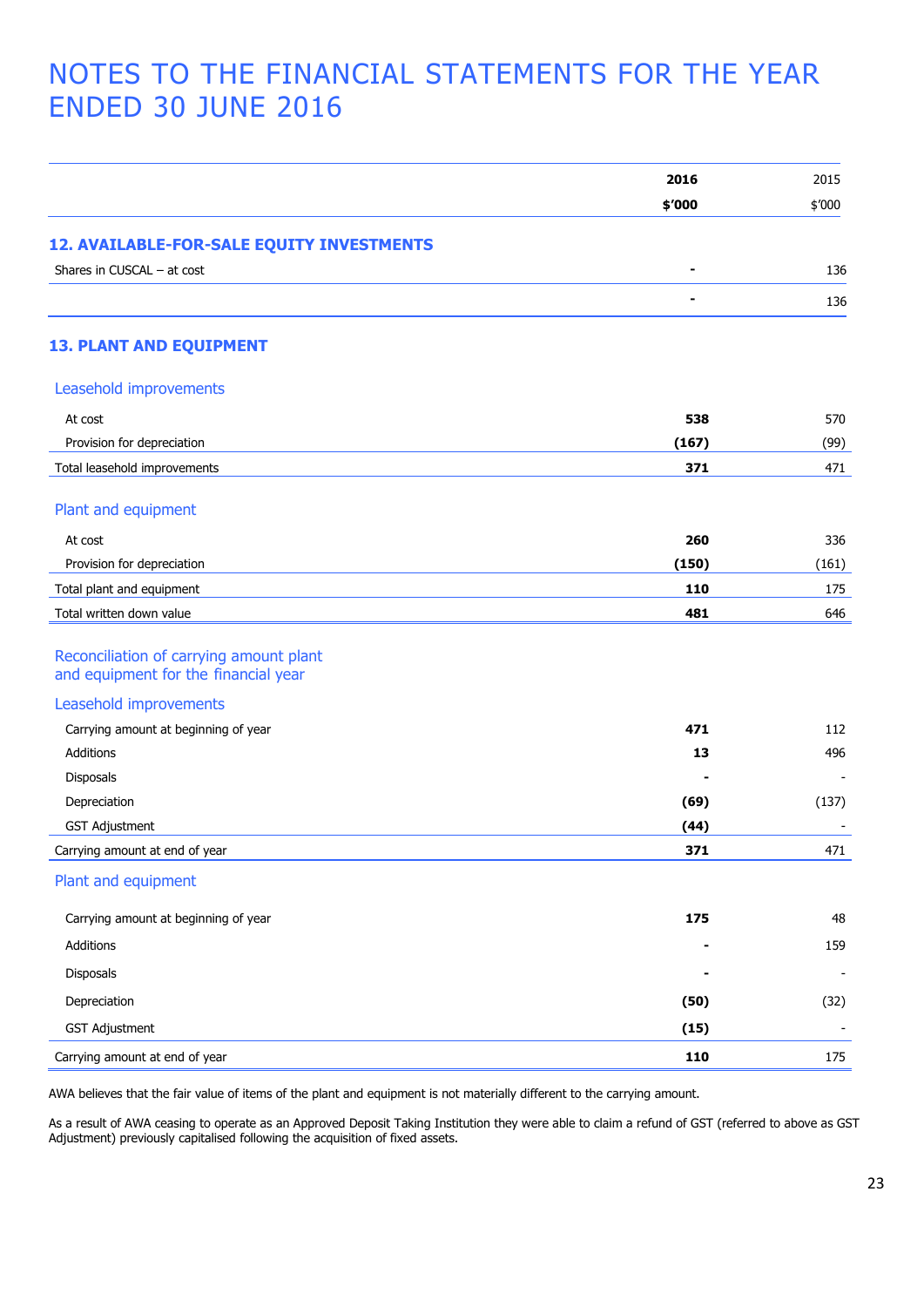# NOTES TO THE FINANCIAL STATEMENTS FOR THE YEAR ENDED 30 JUNE 2016

| | 2016 $'000 | 2015 $'000 |
|---|---|---|
| **12. AVAILABLE-FOR-SALE EQUITY INVESTMENTS** | | |
| Shares in CUSCAL – at cost | - | 136 |
| | - | 136 |

## 13. PLANT AND EQUIPMENT

| | 2016 $'000 | 2015 $'000 |
|---|---|---|
| **Leasehold improvements** | | |
| At cost | **538** | 570 |
| Provision for depreciation | **(167)** | (99) |
| Total leasehold improvements | **371** | 471 |
| **Plant and equipment** | | |
| At cost | **260** | 336 |
| Provision for depreciation | **(150)** | (161) |
| Total plant and equipment | **110** | 175 |
| Total written down value | **481** | 646 |

### Reconciliation of carrying amount plant and equipment for the financial year

| | 2016 $'000 | 2015 $'000 |
|---|---|---|
| **Leasehold improvements** | | |
| Carrying amount at beginning of year | **471** | 112 |
| Additions | **13** | 496 |
| Disposals | **-** | - |
| Depreciation | **(69)** | (137) |
| GST Adjustment | **(44)** | - |
| Carrying amount at end of year | **371** | 471 |
| **Plant and equipment** | | |
| Carrying amount at beginning of year | **175** | 48 |
| Additions | **-** | 159 |
| Disposals | **-** | - |
| Depreciation | **(50)** | (32) |
| GST Adjustment | **(15)** | - |
| Carrying amount at end of year | **110** | 175 |

AWA believes that the fair value of items of the plant and equipment is not materially different to the carrying amount.

As a result of AWA ceasing to operate as an Approved Deposit Taking Institution they were able to claim a refund of GST (referred to above as GST Adjustment) previously capitalised following the acquisition of fixed assets.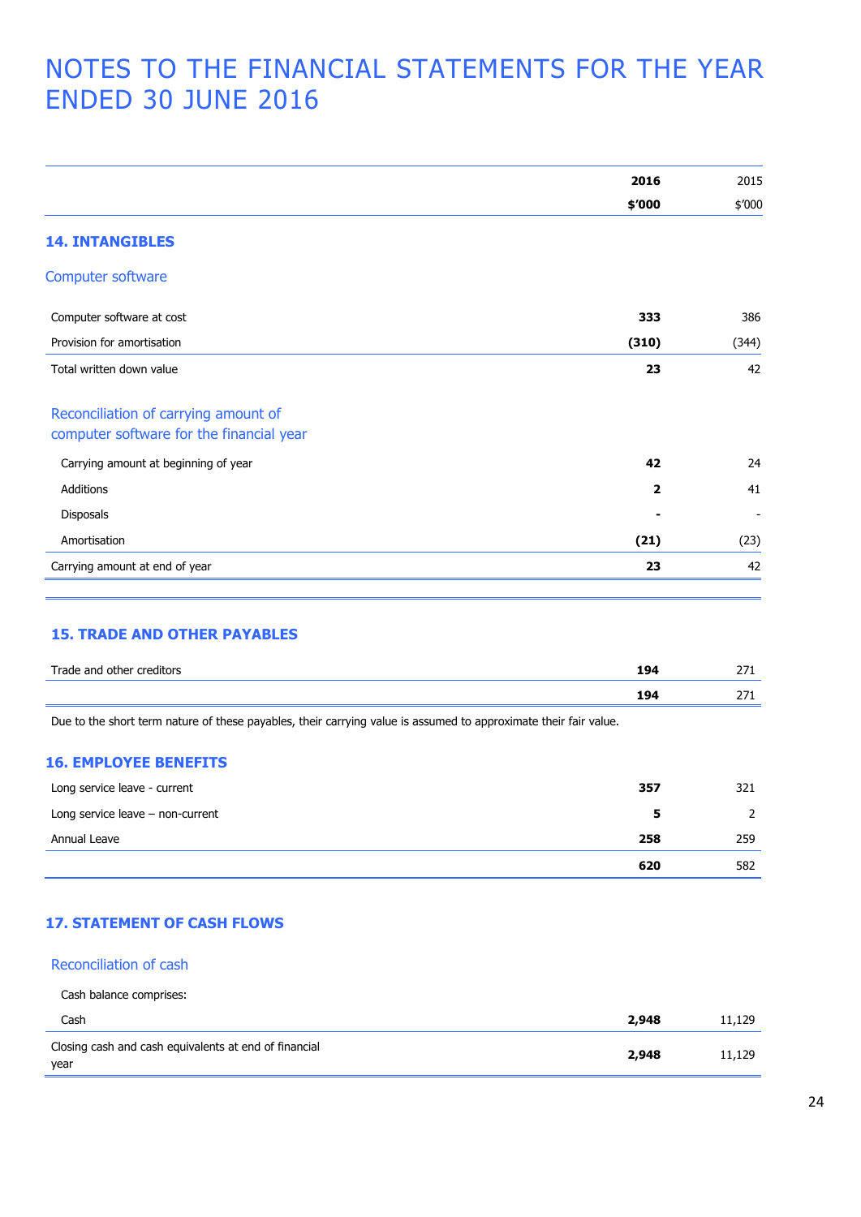# NOTES TO THE FINANCIAL STATEMENTS FOR THE YEAR ENDED 30 JUNE 2016

| | 2016 $'000 | 2015 $'000 |
|---|---|---|

## 14. INTANGIBLES

### Computer software

| | 2016 $'000 | 2015 $'000 |
|---|---|---|
| Computer software at cost | **333** | 386 |
| Provision for amortisation | **(310)** | (344) |
| Total written down value | **23** | 42 |

### Reconciliation of carrying amount of computer software for the financial year

| | 2016 $'000 | 2015 $'000 |
|---|---|---|
| Carrying amount at beginning of year | **42** | 24 |
| Additions | **2** | 41 |
| Disposals | **-** | - |
| Amortisation | **(21)** | (23) |
| Carrying amount at end of year | **23** | 42 |

## 15. TRADE AND OTHER PAYABLES

| | 2016 $'000 | 2015 $'000 |
|---|---|---|
| Trade and other creditors | **194** | 271 |
| | **194** | 271 |

Due to the short term nature of these payables, their carrying value is assumed to approximate their fair value.

## 16. EMPLOYEE BENEFITS

| | 2016 $'000 | 2015 $'000 |
|---|---|---|
| Long service leave - current | **357** | 321 |
| Long service leave – non-current | **5** | 2 |
| Annual Leave | **258** | 259 |
| | **620** | 582 |

## 17. STATEMENT OF CASH FLOWS

### Reconciliation of cash

| | 2016 $'000 | 2015 $'000 |
|---|---|---|
| Cash balance comprises: | | |
| Cash | **2,948** | 11,129 |
| Closing cash and cash equivalents at end of financial year | **2,948** | 11,129 |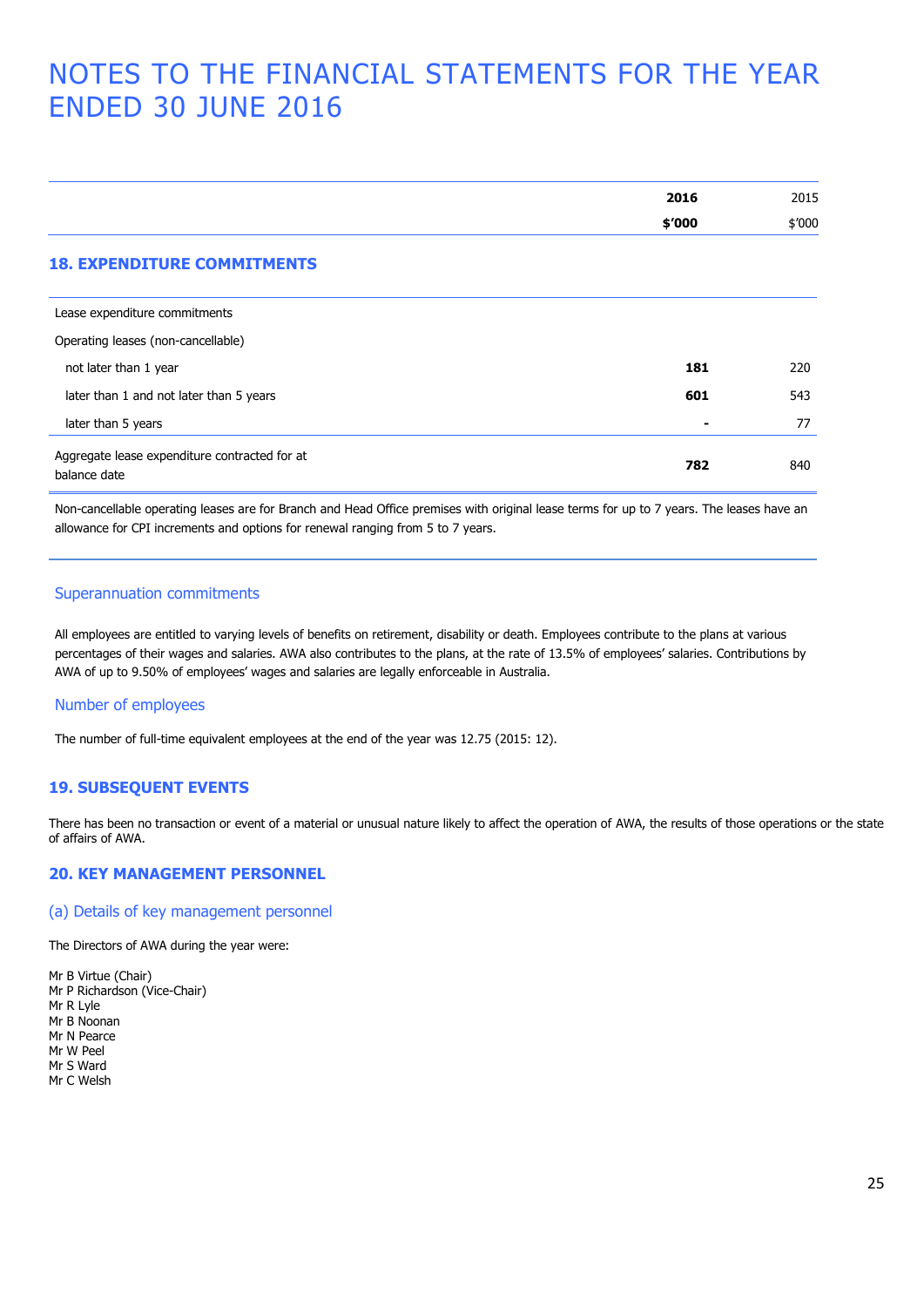# NOTES TO THE FINANCIAL STATEMENTS FOR THE YEAR ENDED 30 JUNE 2016

## 18. EXPENDITURE COMMITMENTS

| | **2016** **$'000** | 2015 $'000 |
|---|---|---|
| Lease expenditure commitments | | |
| Operating leases (non-cancellable) | | |
| not later than 1 year | **181** | 220 |
| later than 1 and not later than 5 years | **601** | 543 |
| later than 5 years | **-** | 77 |
| Aggregate lease expenditure contracted for at balance date | **782** | 840 |

Non-cancellable operating leases are for Branch and Head Office premises with original lease terms for up to 7 years. The leases have an allowance for CPI increments and options for renewal ranging from 5 to 7 years.

### Superannuation commitments

All employees are entitled to varying levels of benefits on retirement, disability or death. Employees contribute to the plans at various percentages of their wages and salaries. AWA also contributes to the plans, at the rate of 13.5% of employees' salaries. Contributions by AWA of up to 9.50% of employees' wages and salaries are legally enforceable in Australia.

### Number of employees

The number of full-time equivalent employees at the end of the year was 12.75 (2015: 12).

## 19. SUBSEQUENT EVENTS

There has been no transaction or event of a material or unusual nature likely to affect the operation of AWA, the results of those operations or the state of affairs of AWA.

## 20. KEY MANAGEMENT PERSONNEL

### (a) Details of key management personnel

The Directors of AWA during the year were:

Mr B Virtue (Chair)
Mr P Richardson (Vice-Chair)
Mr R Lyle
Mr B Noonan
Mr N Pearce
Mr W Peel
Mr S Ward
Mr C Welsh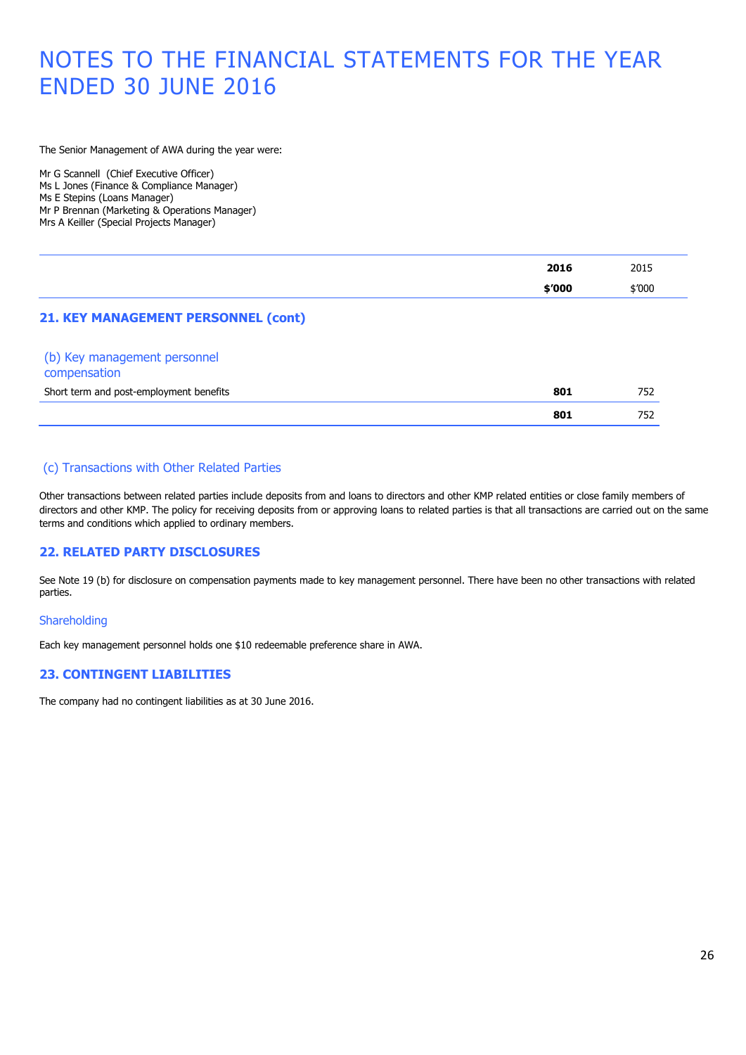# NOTES TO THE FINANCIAL STATEMENTS FOR THE YEAR ENDED 30 JUNE 2016

The Senior Management of AWA during the year were:

Mr G Scannell (Chief Executive Officer)
Ms L Jones (Finance & Compliance Manager)
Ms E Stepins (Loans Manager)
Mr P Brennan (Marketing & Operations Manager)
Mrs A Keiller (Special Projects Manager)

## 21. KEY MANAGEMENT PERSONNEL (cont)

### (b) Key management personnel compensation

| | **2016** | 2015 |
|---|---|---|
| | **$'000** | $'000 |
| Short term and post-employment benefits | **801** | 752 |
| | **801** | 752 |

### (c) Transactions with Other Related Parties

Other transactions between related parties include deposits from and loans to directors and other KMP related entities or close family members of directors and other KMP. The policy for receiving deposits from or approving loans to related parties is that all transactions are carried out on the same terms and conditions which applied to ordinary members.

## 22. RELATED PARTY DISCLOSURES

See Note 19 (b) for disclosure on compensation payments made to key management personnel. There have been no other transactions with related parties.

### Shareholding

Each key management personnel holds one $10 redeemable preference share in AWA.

## 23. CONTINGENT LIABILITIES

The company had no contingent liabilities as at 30 June 2016.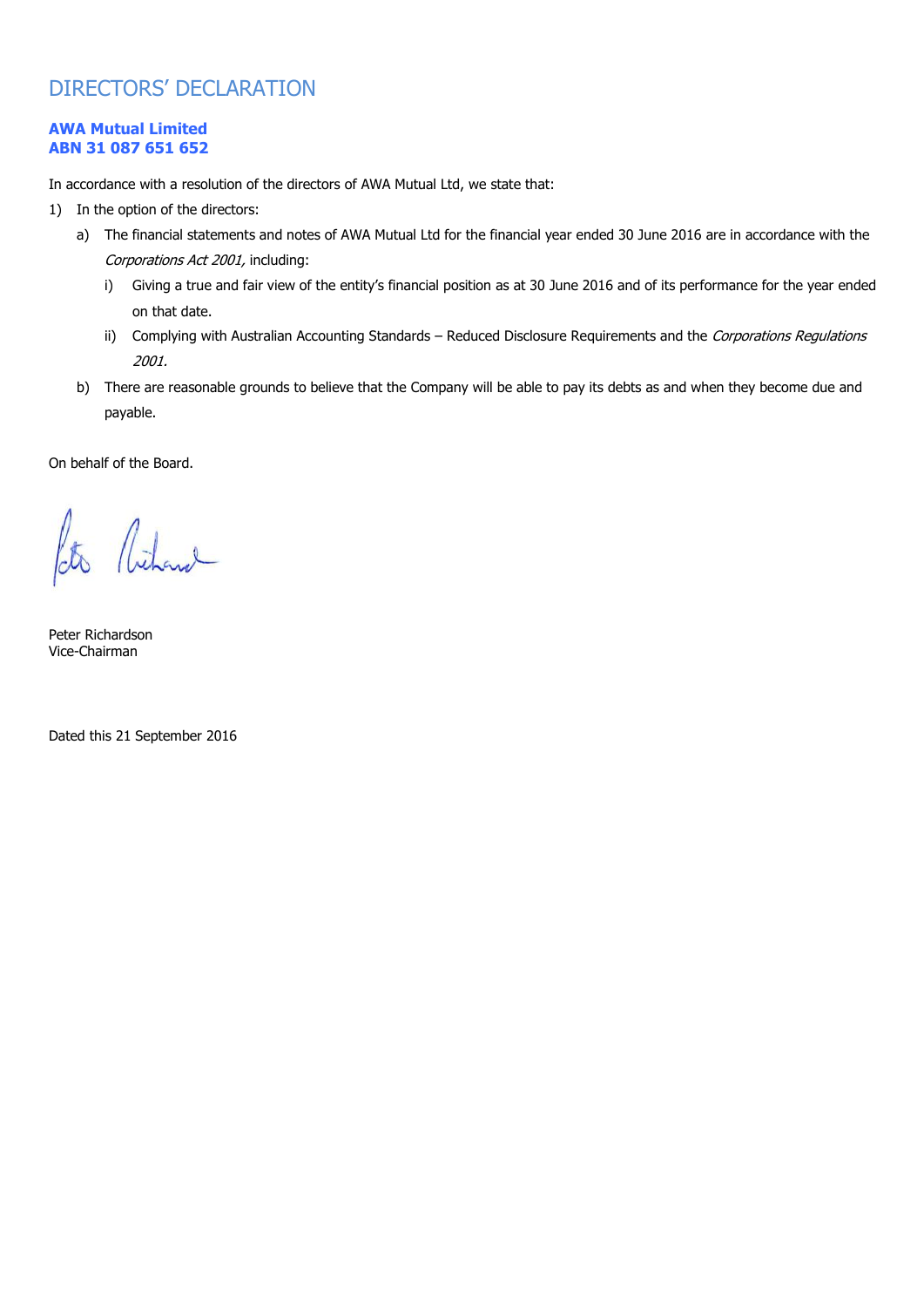# DIRECTORS' DECLARATION

**AWA Mutual Limited**
**ABN 31 087 651 652**

In accordance with a resolution of the directors of AWA Mutual Ltd, we state that:

1) In the option of the directors:
   a) The financial statements and notes of AWA Mutual Ltd for the financial year ended 30 June 2016 are in accordance with the *Corporations Act 2001,* including:
      i) Giving a true and fair view of the entity's financial position as at 30 June 2016 and of its performance for the year ended on that date.
      ii) Complying with Australian Accounting Standards – Reduced Disclosure Requirements and the *Corporations Regulations 2001.*
   b) There are reasonable grounds to believe that the Company will be able to pay its debts as and when they become due and payable.

On behalf of the Board.

Peter Richardson
Vice-Chairman

Dated this 21 September 2016